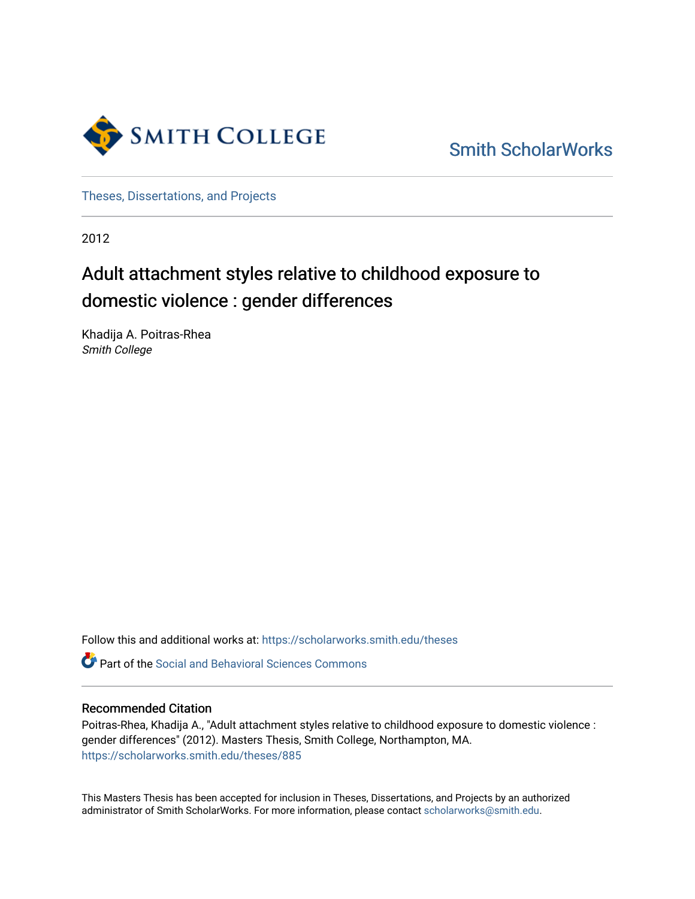Smith College

Smith ScholarWorks

Theses, Dissertations, and Projects

2012

# Adult attachment styles relative to childhood exposure to domestic violence : gender differences

Khadija A. Poitras-Rhea
*Smith College*

Follow this and additional works at: https://scholarworks.smith.edu/theses

Part of the Social and Behavioral Sciences Commons

### Recommended Citation

Poitras-Rhea, Khadija A., "Adult attachment styles relative to childhood exposure to domestic violence : gender differences" (2012). Masters Thesis, Smith College, Northampton, MA.
https://scholarworks.smith.edu/theses/885

This Masters Thesis has been accepted for inclusion in Theses, Dissertations, and Projects by an authorized administrator of Smith ScholarWorks. For more information, please contact scholarworks@smith.edu.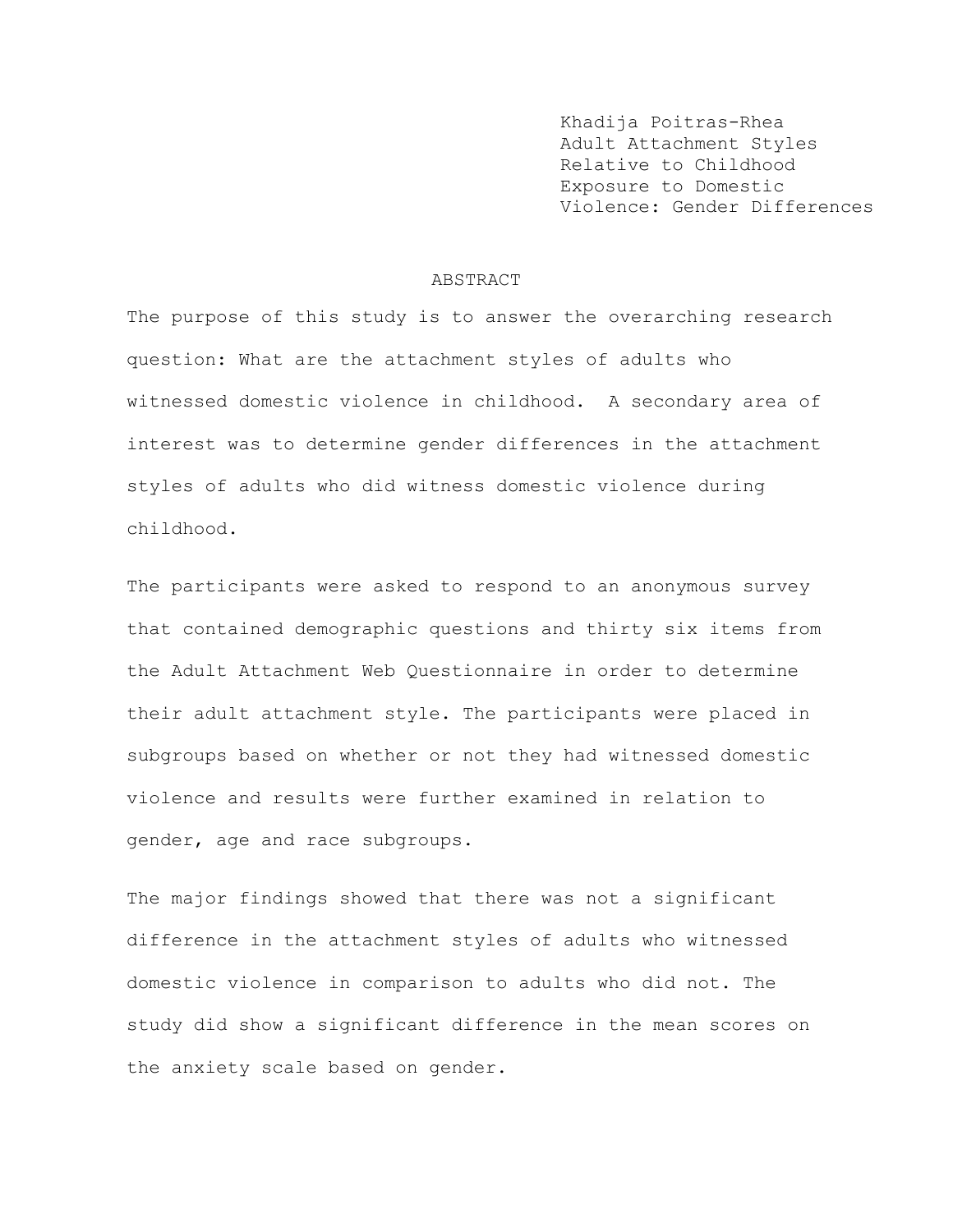Khadija Poitras-Rhea
Adult Attachment Styles
Relative to Childhood
Exposure to Domestic
Violence: Gender Differences

## ABSTRACT

The purpose of this study is to answer the overarching research question: What are the attachment styles of adults who witnessed domestic violence in childhood. A secondary area of interest was to determine gender differences in the attachment styles of adults who did witness domestic violence during childhood.

The participants were asked to respond to an anonymous survey that contained demographic questions and thirty six items from the Adult Attachment Web Questionnaire in order to determine their adult attachment style. The participants were placed in subgroups based on whether or not they had witnessed domestic violence and results were further examined in relation to gender, age and race subgroups.

The major findings showed that there was not a significant difference in the attachment styles of adults who witnessed domestic violence in comparison to adults who did not. The study did show a significant difference in the mean scores on the anxiety scale based on gender.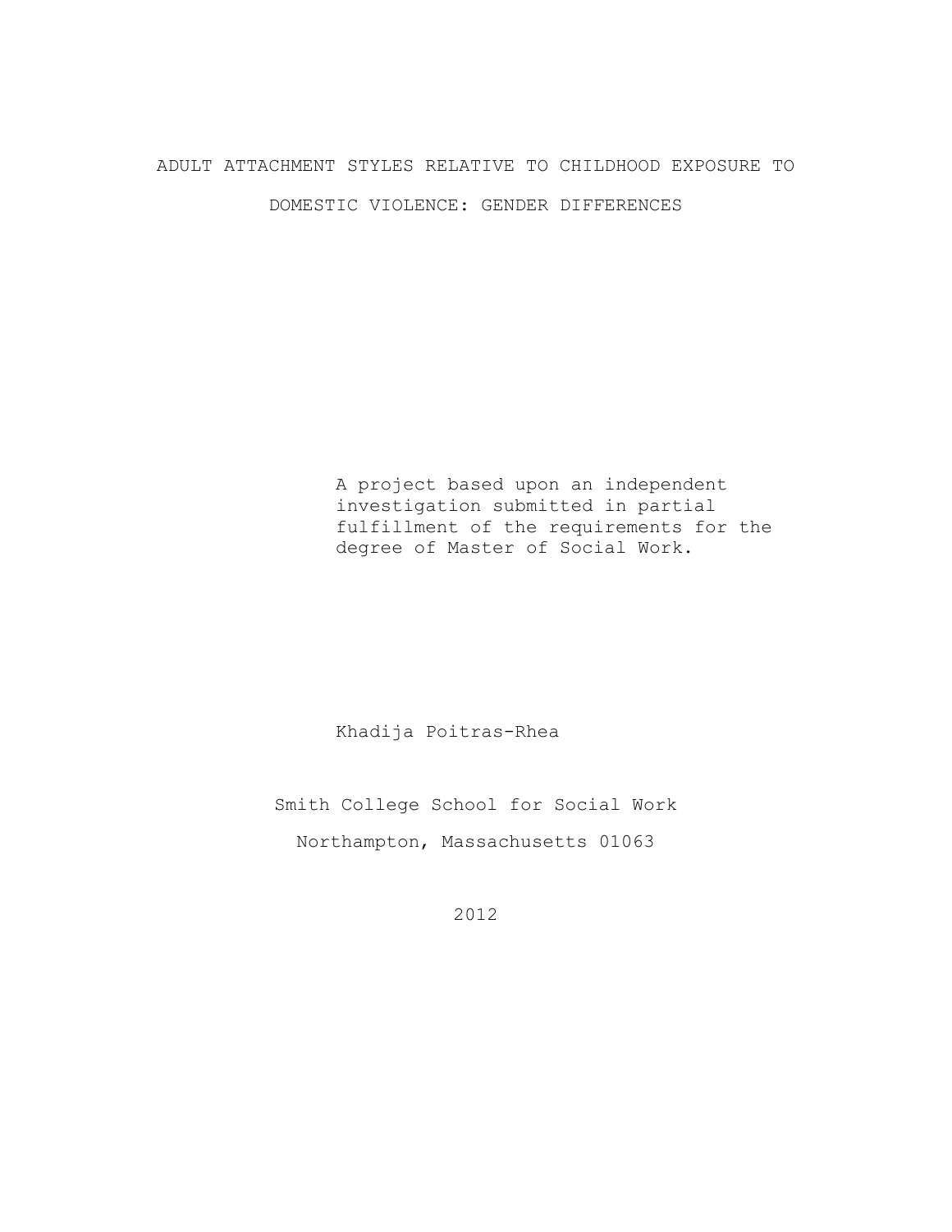# ADULT ATTACHMENT STYLES RELATIVE TO CHILDHOOD EXPOSURE TO DOMESTIC VIOLENCE: GENDER DIFFERENCES

A project based upon an independent investigation submitted in partial fulfillment of the requirements for the degree of Master of Social Work.

Khadija Poitras-Rhea

Smith College School for Social Work

Northampton, Massachusetts 01063

2012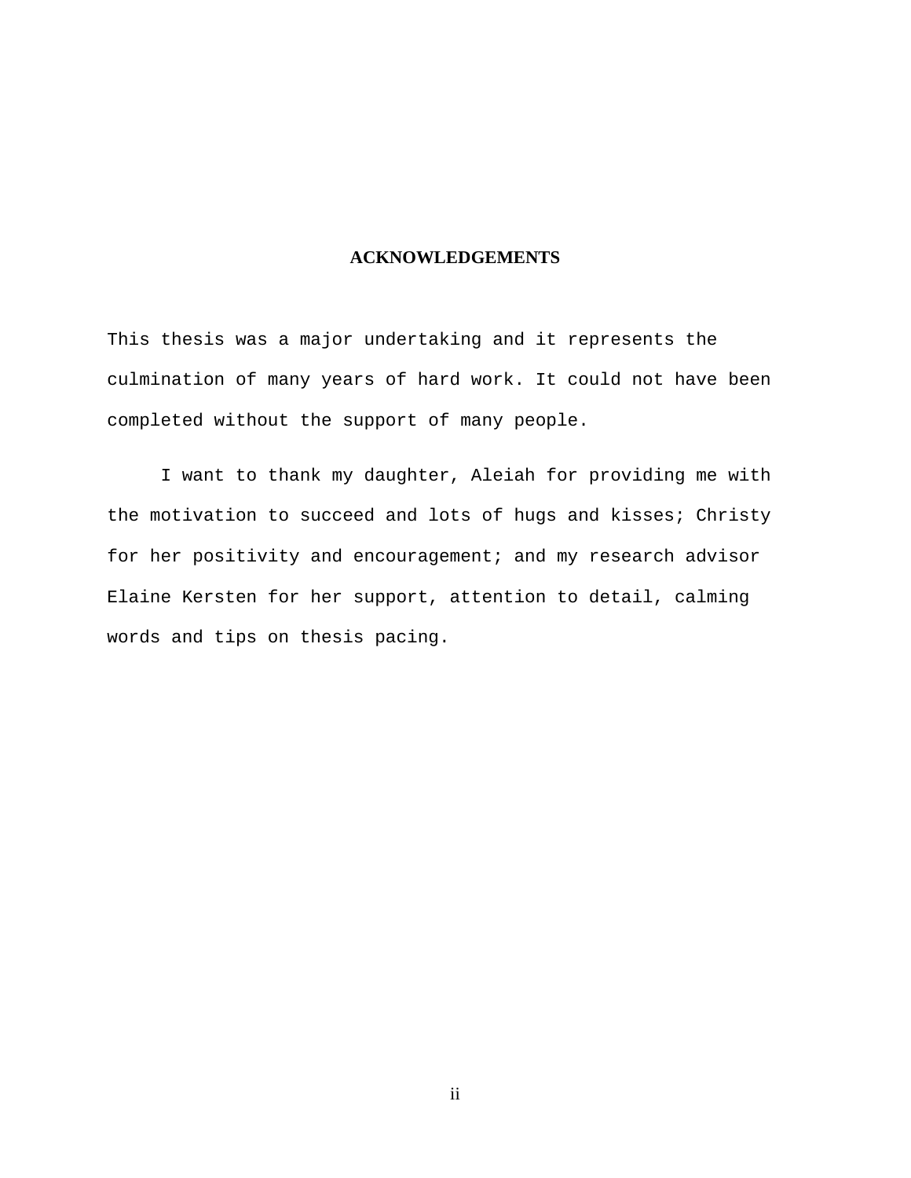# ACKNOWLEDGEMENTS

This thesis was a major undertaking and it represents the culmination of many years of hard work. It could not have been completed without the support of many people.

I want to thank my daughter, Aleiah for providing me with the motivation to succeed and lots of hugs and kisses; Christy for her positivity and encouragement; and my research advisor Elaine Kersten for her support, attention to detail, calming words and tips on thesis pacing.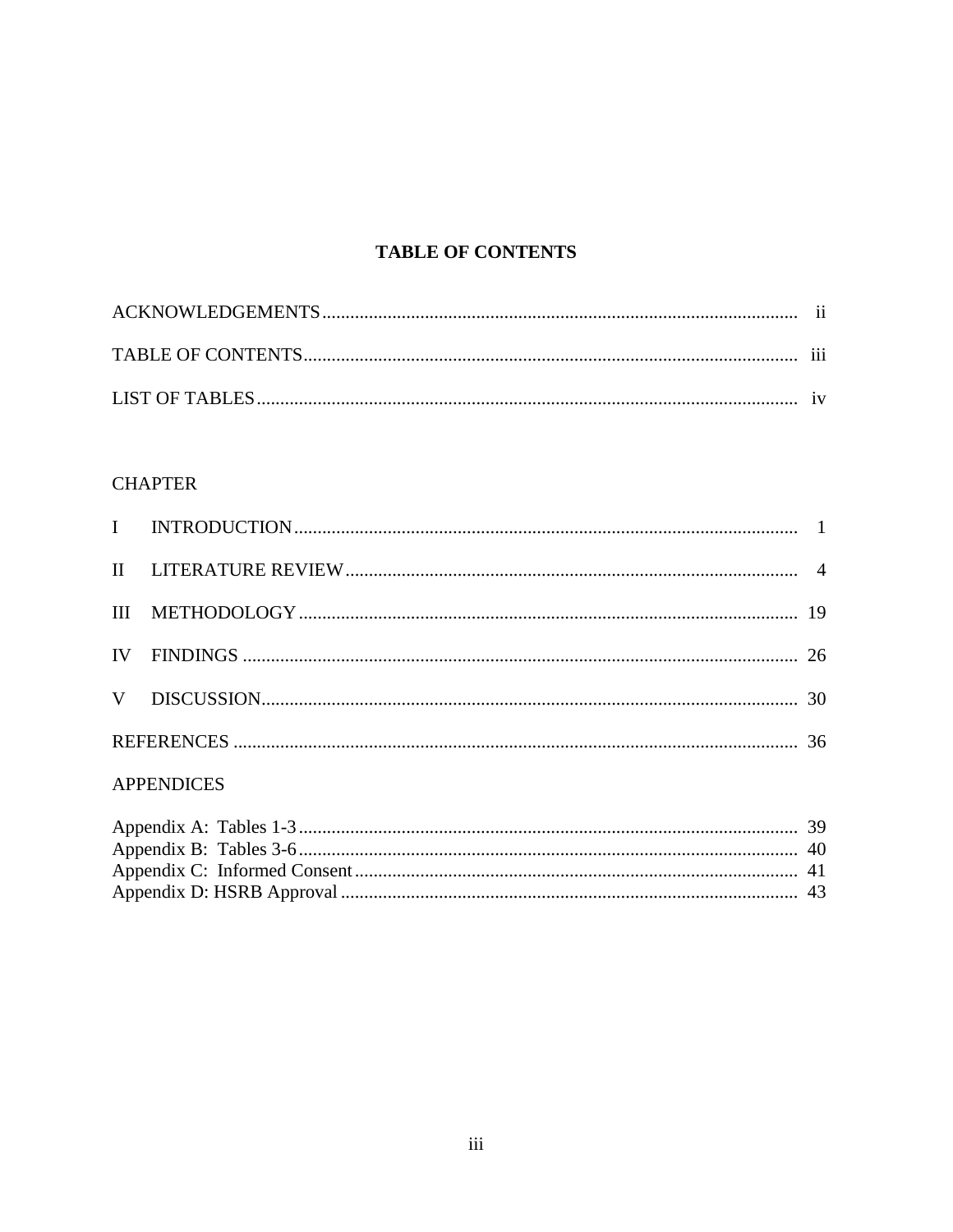## TABLE OF CONTENTS

| | |
|---|---|
| ACKNOWLEDGEMENTS | ii |
| TABLE OF CONTENTS | iii |
| LIST OF TABLES | iv |

CHAPTER

| | | |
|---|---|---|
| I | INTRODUCTION | 1 |
| II | LITERATURE REVIEW | 4 |
| III | METHODOLOGY | 19 |
| IV | FINDINGS | 26 |
| V | DISCUSSION | 30 |
| | REFERENCES | 36 |

APPENDICES

| | |
|---|---|
| Appendix A: Tables 1-3 | 39 |
| Appendix B: Tables 3-6 | 40 |
| Appendix C: Informed Consent | 41 |
| Appendix D: HSRB Approval | 43 |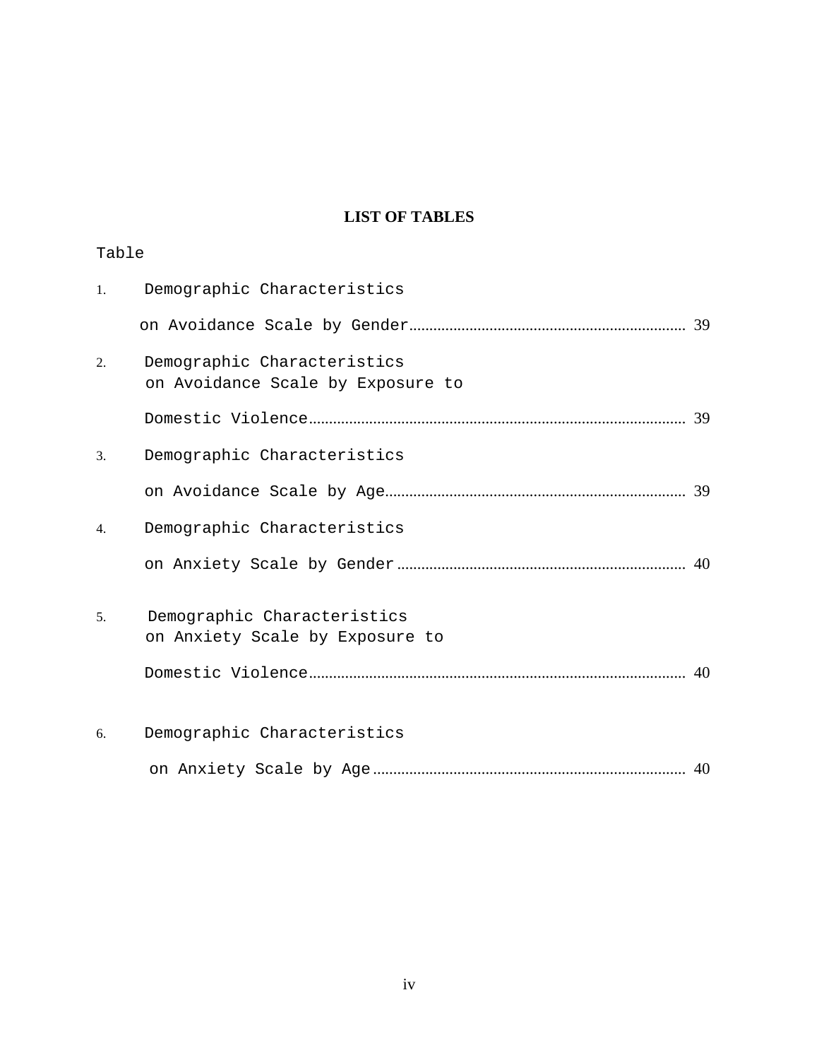# LIST OF TABLES

Table

1. Demographic Characteristics on Avoidance Scale by Gender .................... 39
2. Demographic Characteristics on Avoidance Scale by Exposure to Domestic Violence .................... 39
3. Demographic Characteristics on Avoidance Scale by Age .................... 39
4. Demographic Characteristics on Anxiety Scale by Gender .................... 40
5. Demographic Characteristics on Anxiety Scale by Exposure to Domestic Violence .................... 40
6. Demographic Characteristics on Anxiety Scale by Age .................... 40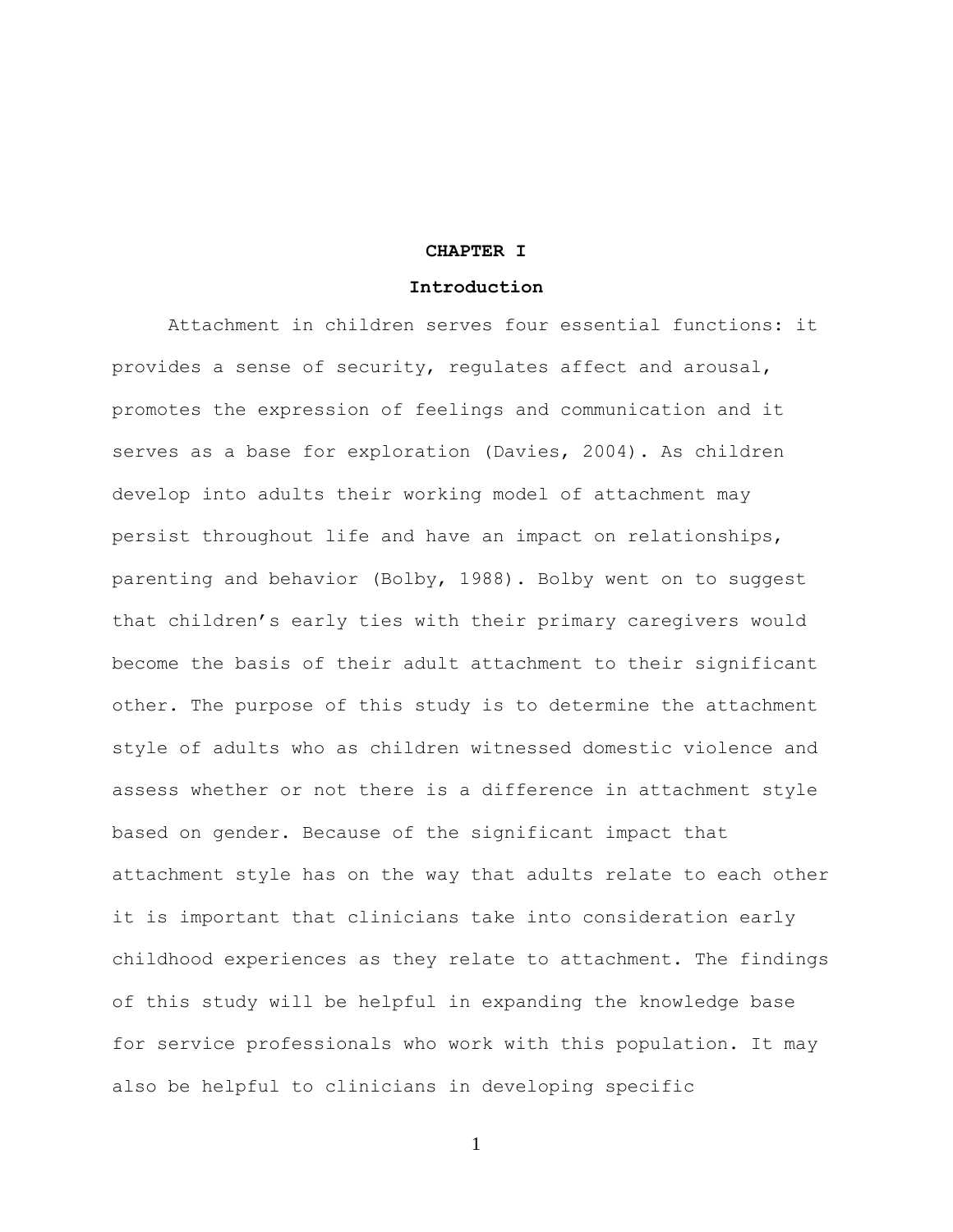# CHAPTER I

## Introduction

Attachment in children serves four essential functions: it provides a sense of security, regulates affect and arousal, promotes the expression of feelings and communication and it serves as a base for exploration (Davies, 2004). As children develop into adults their working model of attachment may persist throughout life and have an impact on relationships, parenting and behavior (Bolby, 1988). Bolby went on to suggest that children's early ties with their primary caregivers would become the basis of their adult attachment to their significant other. The purpose of this study is to determine the attachment style of adults who as children witnessed domestic violence and assess whether or not there is a difference in attachment style based on gender. Because of the significant impact that attachment style has on the way that adults relate to each other it is important that clinicians take into consideration early childhood experiences as they relate to attachment. The findings of this study will be helpful in expanding the knowledge base for service professionals who work with this population. It may also be helpful to clinicians in developing specific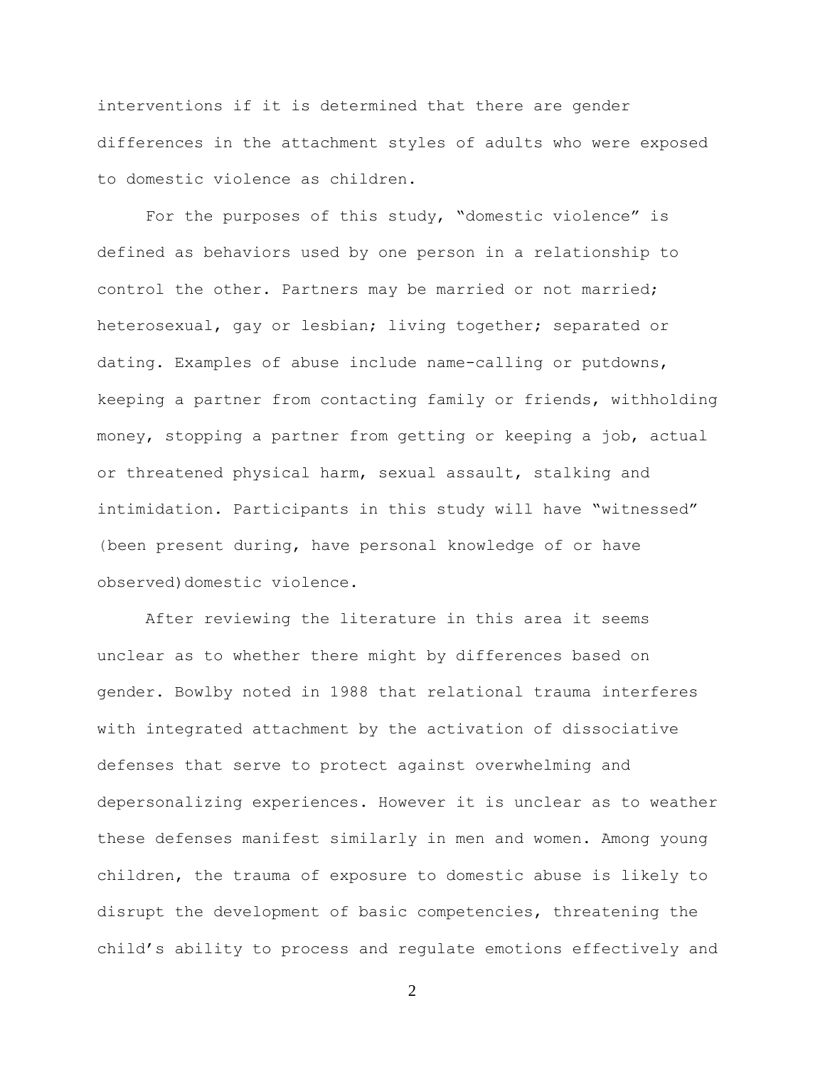interventions if it is determined that there are gender differences in the attachment styles of adults who were exposed to domestic violence as children.

For the purposes of this study, "domestic violence" is defined as behaviors used by one person in a relationship to control the other. Partners may be married or not married; heterosexual, gay or lesbian; living together; separated or dating. Examples of abuse include name-calling or putdowns, keeping a partner from contacting family or friends, withholding money, stopping a partner from getting or keeping a job, actual or threatened physical harm, sexual assault, stalking and intimidation. Participants in this study will have "witnessed" (been present during, have personal knowledge of or have observed)domestic violence.

After reviewing the literature in this area it seems unclear as to whether there might by differences based on gender. Bowlby noted in 1988 that relational trauma interferes with integrated attachment by the activation of dissociative defenses that serve to protect against overwhelming and depersonalizing experiences. However it is unclear as to weather these defenses manifest similarly in men and women. Among young children, the trauma of exposure to domestic abuse is likely to disrupt the development of basic competencies, threatening the child's ability to process and regulate emotions effectively and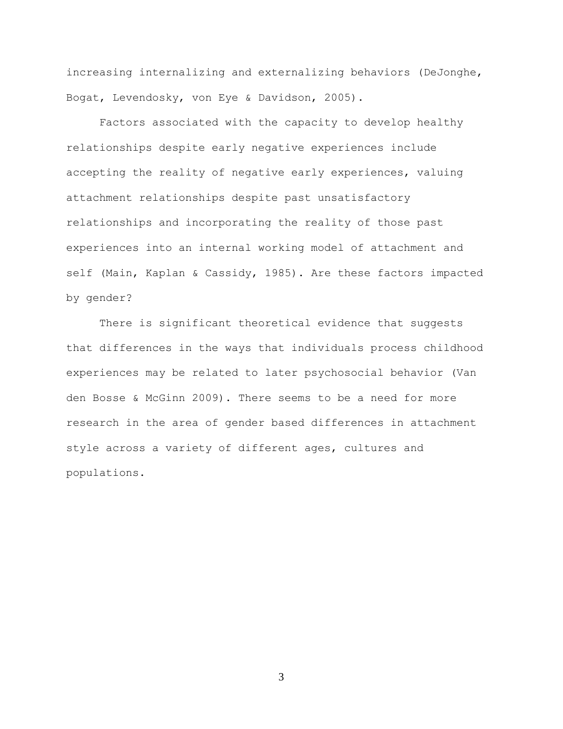increasing internalizing and externalizing behaviors (DeJonghe, Bogat, Levendosky, von Eye & Davidson, 2005).

Factors associated with the capacity to develop healthy relationships despite early negative experiences include accepting the reality of negative early experiences, valuing attachment relationships despite past unsatisfactory relationships and incorporating the reality of those past experiences into an internal working model of attachment and self (Main, Kaplan & Cassidy, 1985). Are these factors impacted by gender?

There is significant theoretical evidence that suggests that differences in the ways that individuals process childhood experiences may be related to later psychosocial behavior (Van den Bosse & McGinn 2009). There seems to be a need for more research in the area of gender based differences in attachment style across a variety of different ages, cultures and populations.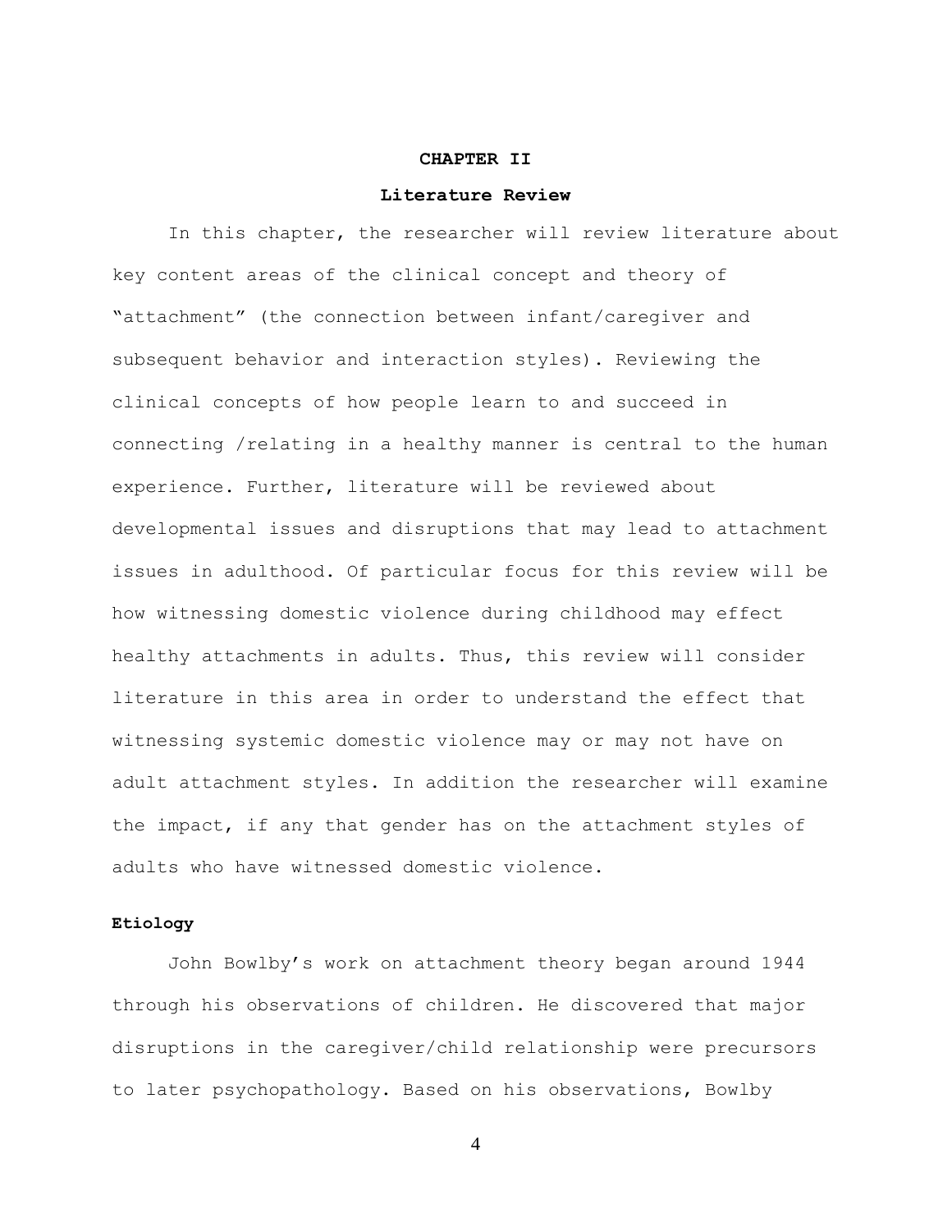# CHAPTER II

## Literature Review

In this chapter, the researcher will review literature about key content areas of the clinical concept and theory of "attachment" (the connection between infant/caregiver and subsequent behavior and interaction styles). Reviewing the clinical concepts of how people learn to and succeed in connecting /relating in a healthy manner is central to the human experience. Further, literature will be reviewed about developmental issues and disruptions that may lead to attachment issues in adulthood. Of particular focus for this review will be how witnessing domestic violence during childhood may effect healthy attachments in adults. Thus, this review will consider literature in this area in order to understand the effect that witnessing systemic domestic violence may or may not have on adult attachment styles. In addition the researcher will examine the impact, if any that gender has on the attachment styles of adults who have witnessed domestic violence.

### Etiology

John Bowlby's work on attachment theory began around 1944 through his observations of children. He discovered that major disruptions in the caregiver/child relationship were precursors to later psychopathology. Based on his observations, Bowlby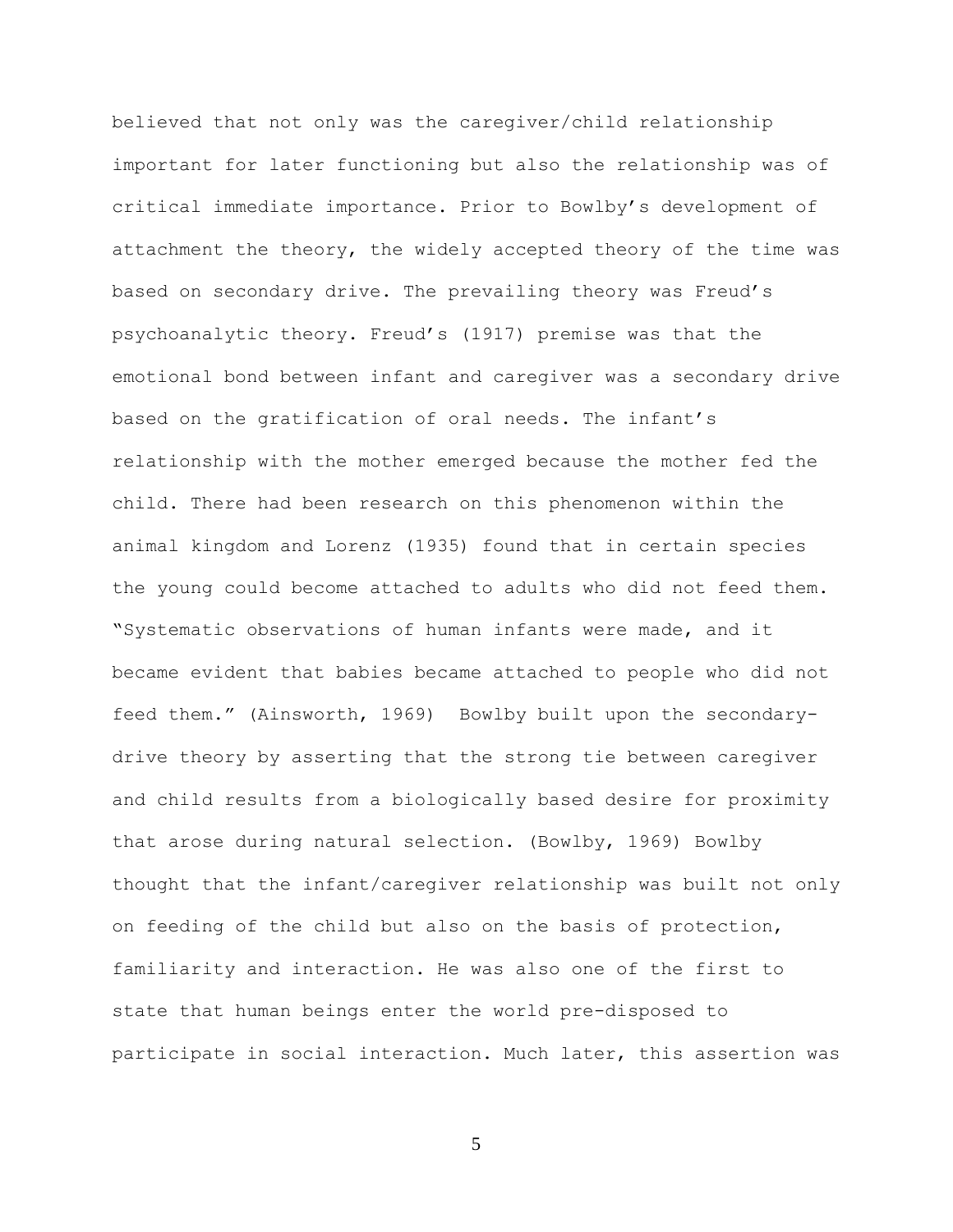believed that not only was the caregiver/child relationship important for later functioning but also the relationship was of critical immediate importance. Prior to Bowlby's development of attachment the theory, the widely accepted theory of the time was based on secondary drive. The prevailing theory was Freud's psychoanalytic theory. Freud's (1917) premise was that the emotional bond between infant and caregiver was a secondary drive based on the gratification of oral needs. The infant's relationship with the mother emerged because the mother fed the child. There had been research on this phenomenon within the animal kingdom and Lorenz (1935) found that in certain species the young could become attached to adults who did not feed them. "Systematic observations of human infants were made, and it became evident that babies became attached to people who did not feed them." (Ainsworth, 1969)  Bowlby built upon the secondary-drive theory by asserting that the strong tie between caregiver and child results from a biologically based desire for proximity that arose during natural selection. (Bowlby, 1969) Bowlby thought that the infant/caregiver relationship was built not only on feeding of the child but also on the basis of protection, familiarity and interaction. He was also one of the first to state that human beings enter the world pre-disposed to participate in social interaction. Much later, this assertion was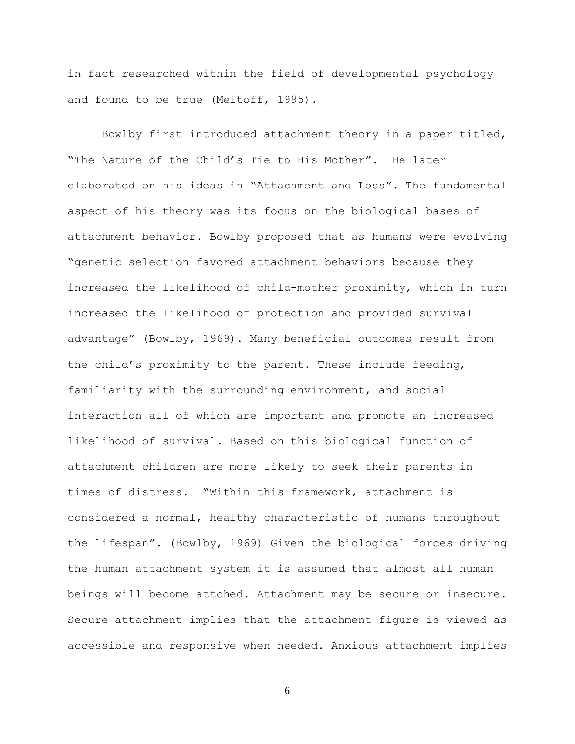in fact researched within the field of developmental psychology and found to be true (Meltoff, 1995).

Bowlby first introduced attachment theory in a paper titled, "The Nature of the Child's Tie to His Mother". He later elaborated on his ideas in "Attachment and Loss". The fundamental aspect of his theory was its focus on the biological bases of attachment behavior. Bowlby proposed that as humans were evolving "genetic selection favored attachment behaviors because they increased the likelihood of child-mother proximity, which in turn increased the likelihood of protection and provided survival advantage" (Bowlby, 1969). Many beneficial outcomes result from the child's proximity to the parent. These include feeding, familiarity with the surrounding environment, and social interaction all of which are important and promote an increased likelihood of survival. Based on this biological function of attachment children are more likely to seek their parents in times of distress. "Within this framework, attachment is considered a normal, healthy characteristic of humans throughout the lifespan". (Bowlby, 1969) Given the biological forces driving the human attachment system it is assumed that almost all human beings will become attched. Attachment may be secure or insecure. Secure attachment implies that the attachment figure is viewed as accessible and responsive when needed. Anxious attachment implies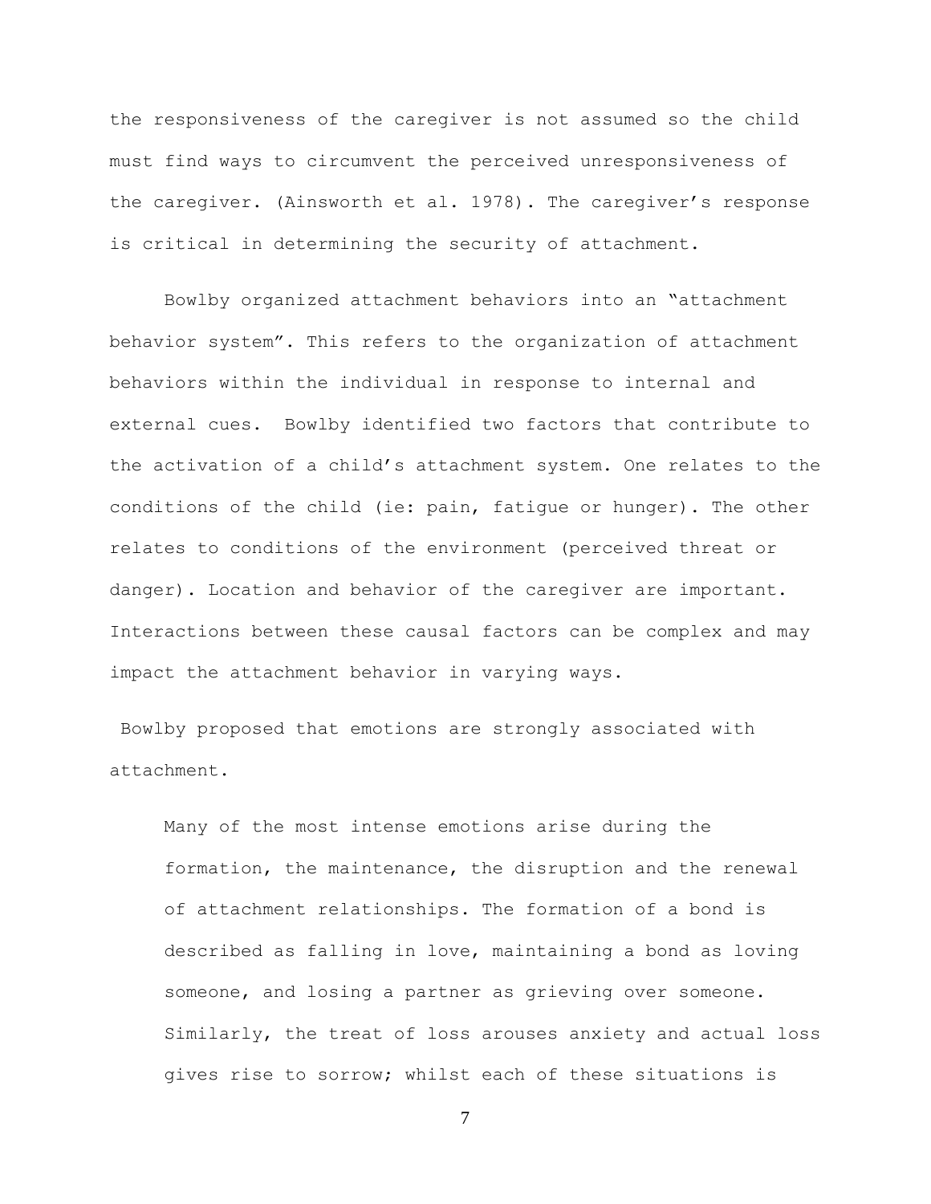the responsiveness of the caregiver is not assumed so the child must find ways to circumvent the perceived unresponsiveness of the caregiver. (Ainsworth et al. 1978). The caregiver's response is critical in determining the security of attachment.

Bowlby organized attachment behaviors into an "attachment behavior system". This refers to the organization of attachment behaviors within the individual in response to internal and external cues. Bowlby identified two factors that contribute to the activation of a child's attachment system. One relates to the conditions of the child (ie: pain, fatigue or hunger). The other relates to conditions of the environment (perceived threat or danger). Location and behavior of the caregiver are important. Interactions between these causal factors can be complex and may impact the attachment behavior in varying ways.

Bowlby proposed that emotions are strongly associated with attachment.

> Many of the most intense emotions arise during the formation, the maintenance, the disruption and the renewal of attachment relationships. The formation of a bond is described as falling in love, maintaining a bond as loving someone, and losing a partner as grieving over someone. Similarly, the treat of loss arouses anxiety and actual loss gives rise to sorrow; whilst each of these situations is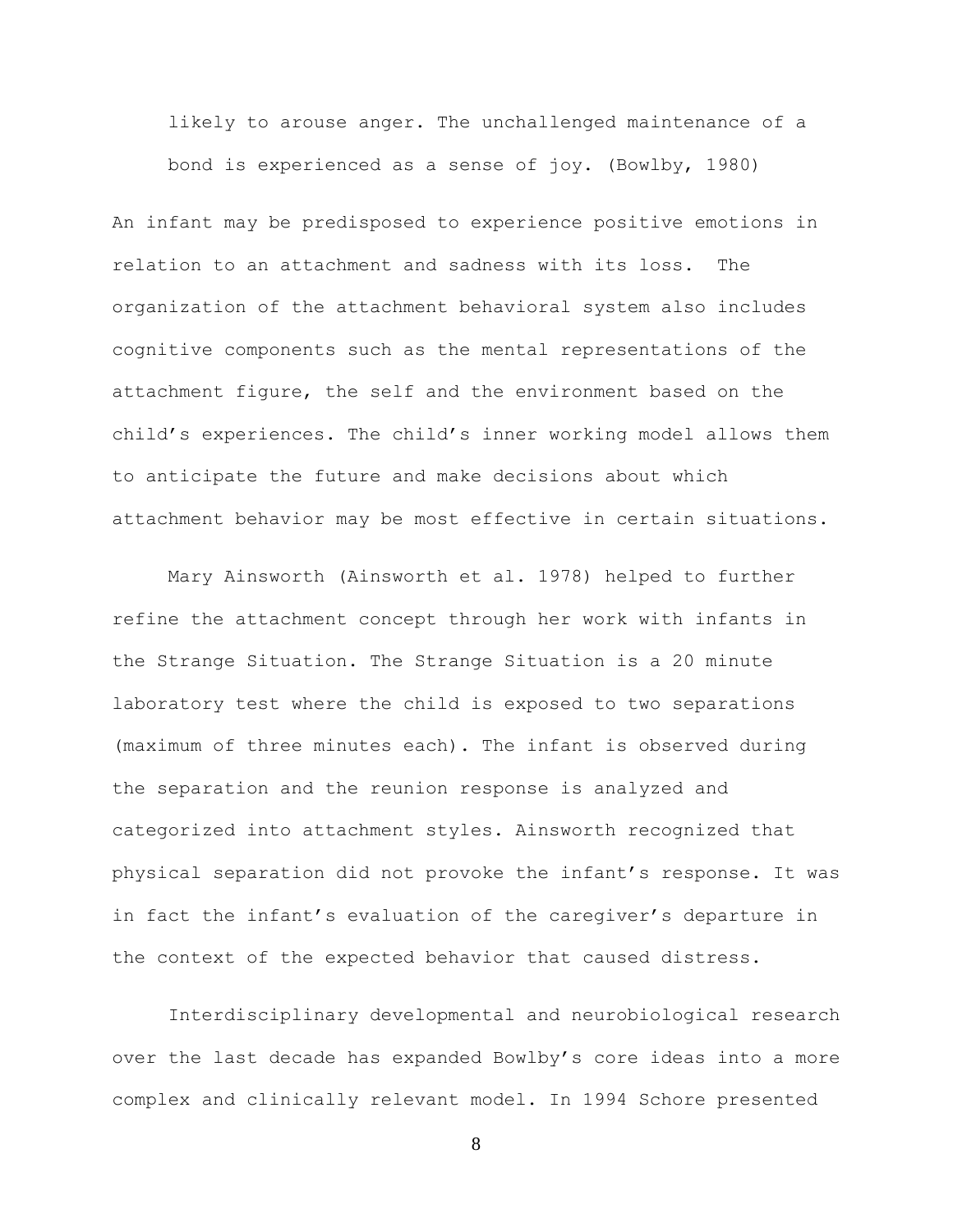> likely to arouse anger. The unchallenged maintenance of a bond is experienced as a sense of joy. (Bowlby, 1980)

An infant may be predisposed to experience positive emotions in relation to an attachment and sadness with its loss. The organization of the attachment behavioral system also includes cognitive components such as the mental representations of the attachment figure, the self and the environment based on the child's experiences. The child's inner working model allows them to anticipate the future and make decisions about which attachment behavior may be most effective in certain situations.

Mary Ainsworth (Ainsworth et al. 1978) helped to further refine the attachment concept through her work with infants in the Strange Situation. The Strange Situation is a 20 minute laboratory test where the child is exposed to two separations (maximum of three minutes each). The infant is observed during the separation and the reunion response is analyzed and categorized into attachment styles. Ainsworth recognized that physical separation did not provoke the infant's response. It was in fact the infant's evaluation of the caregiver's departure in the context of the expected behavior that caused distress.

Interdisciplinary developmental and neurobiological research over the last decade has expanded Bowlby's core ideas into a more complex and clinically relevant model. In 1994 Schore presented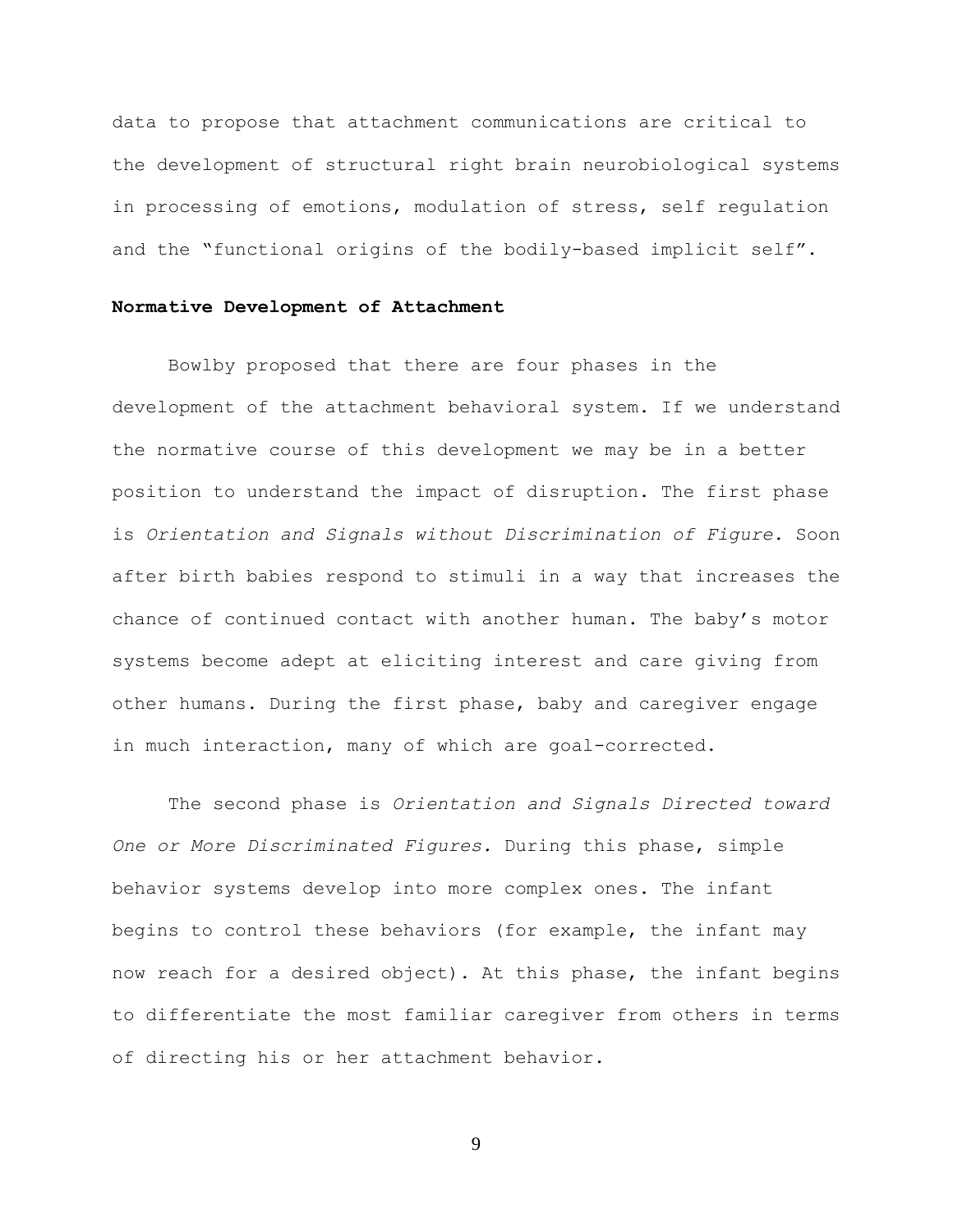data to propose that attachment communications are critical to the development of structural right brain neurobiological systems in processing of emotions, modulation of stress, self regulation and the "functional origins of the bodily-based implicit self".

**Normative Development of Attachment**

Bowlby proposed that there are four phases in the development of the attachment behavioral system. If we understand the normative course of this development we may be in a better position to understand the impact of disruption. The first phase is *Orientation and Signals without Discrimination of Figure.* Soon after birth babies respond to stimuli in a way that increases the chance of continued contact with another human. The baby's motor systems become adept at eliciting interest and care giving from other humans. During the first phase, baby and caregiver engage in much interaction, many of which are goal-corrected.

The second phase is *Orientation and Signals Directed toward One or More Discriminated Figures.* During this phase, simple behavior systems develop into more complex ones. The infant begins to control these behaviors (for example, the infant may now reach for a desired object). At this phase, the infant begins to differentiate the most familiar caregiver from others in terms of directing his or her attachment behavior.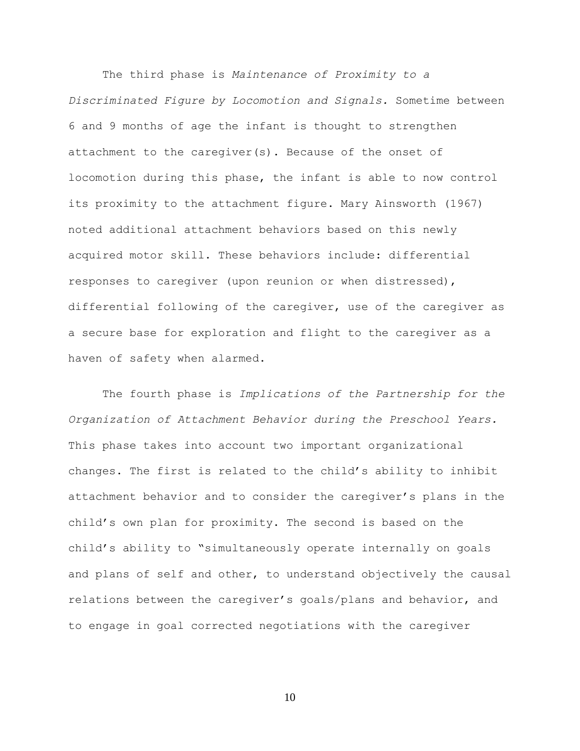The third phase is *Maintenance of Proximity to a Discriminated Figure by Locomotion and Signals.* Sometime between 6 and 9 months of age the infant is thought to strengthen attachment to the caregiver(s). Because of the onset of locomotion during this phase, the infant is able to now control its proximity to the attachment figure. Mary Ainsworth (1967) noted additional attachment behaviors based on this newly acquired motor skill. These behaviors include: differential responses to caregiver (upon reunion or when distressed), differential following of the caregiver, use of the caregiver as a secure base for exploration and flight to the caregiver as a haven of safety when alarmed.

The fourth phase is *Implications of the Partnership for the Organization of Attachment Behavior during the Preschool Years.* This phase takes into account two important organizational changes. The first is related to the child's ability to inhibit attachment behavior and to consider the caregiver's plans in the child's own plan for proximity. The second is based on the child's ability to "simultaneously operate internally on goals and plans of self and other, to understand objectively the causal relations between the caregiver's goals/plans and behavior, and to engage in goal corrected negotiations with the caregiver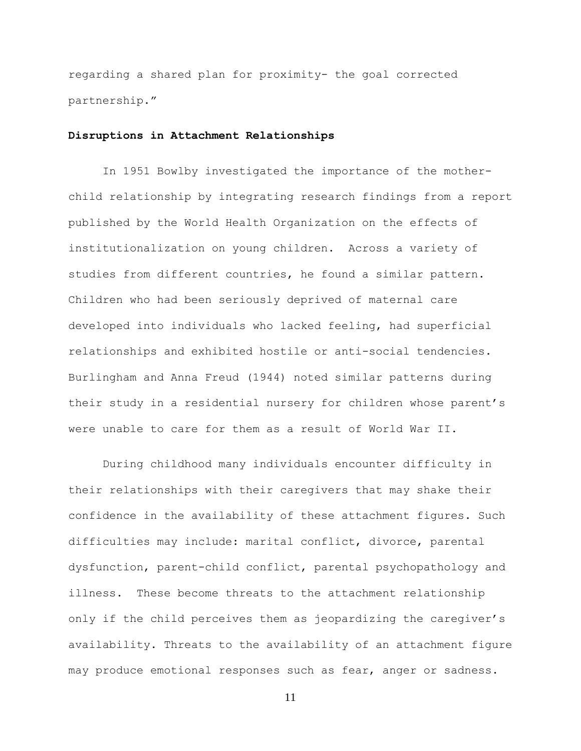regarding a shared plan for proximity- the goal corrected partnership."

**Disruptions in Attachment Relationships**

In 1951 Bowlby investigated the importance of the mother-child relationship by integrating research findings from a report published by the World Health Organization on the effects of institutionalization on young children. Across a variety of studies from different countries, he found a similar pattern. Children who had been seriously deprived of maternal care developed into individuals who lacked feeling, had superficial relationships and exhibited hostile or anti-social tendencies. Burlingham and Anna Freud (1944) noted similar patterns during their study in a residential nursery for children whose parent's were unable to care for them as a result of World War II.

During childhood many individuals encounter difficulty in their relationships with their caregivers that may shake their confidence in the availability of these attachment figures. Such difficulties may include: marital conflict, divorce, parental dysfunction, parent-child conflict, parental psychopathology and illness. These become threats to the attachment relationship only if the child perceives them as jeopardizing the caregiver's availability. Threats to the availability of an attachment figure may produce emotional responses such as fear, anger or sadness.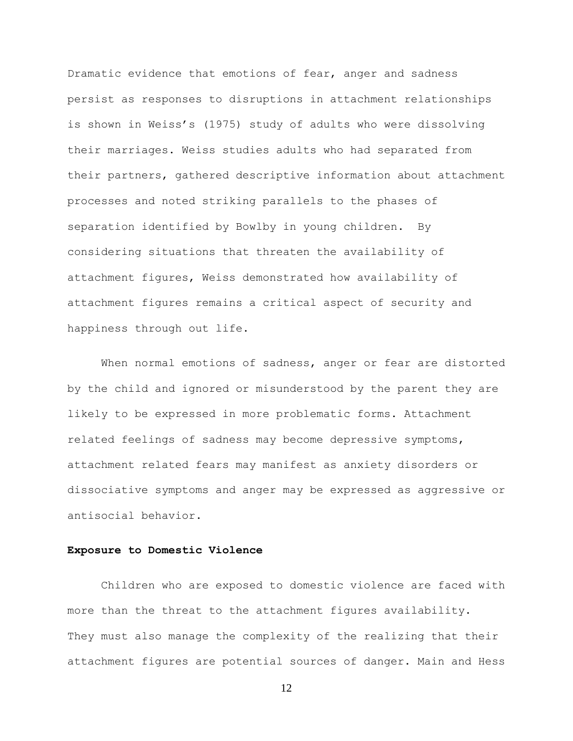Dramatic evidence that emotions of fear, anger and sadness persist as responses to disruptions in attachment relationships is shown in Weiss's (1975) study of adults who were dissolving their marriages. Weiss studies adults who had separated from their partners, gathered descriptive information about attachment processes and noted striking parallels to the phases of separation identified by Bowlby in young children. By considering situations that threaten the availability of attachment figures, Weiss demonstrated how availability of attachment figures remains a critical aspect of security and happiness through out life.

When normal emotions of sadness, anger or fear are distorted by the child and ignored or misunderstood by the parent they are likely to be expressed in more problematic forms. Attachment related feelings of sadness may become depressive symptoms, attachment related fears may manifest as anxiety disorders or dissociative symptoms and anger may be expressed as aggressive or antisocial behavior.

**Exposure to Domestic Violence**

Children who are exposed to domestic violence are faced with more than the threat to the attachment figures availability. They must also manage the complexity of the realizing that their attachment figures are potential sources of danger. Main and Hess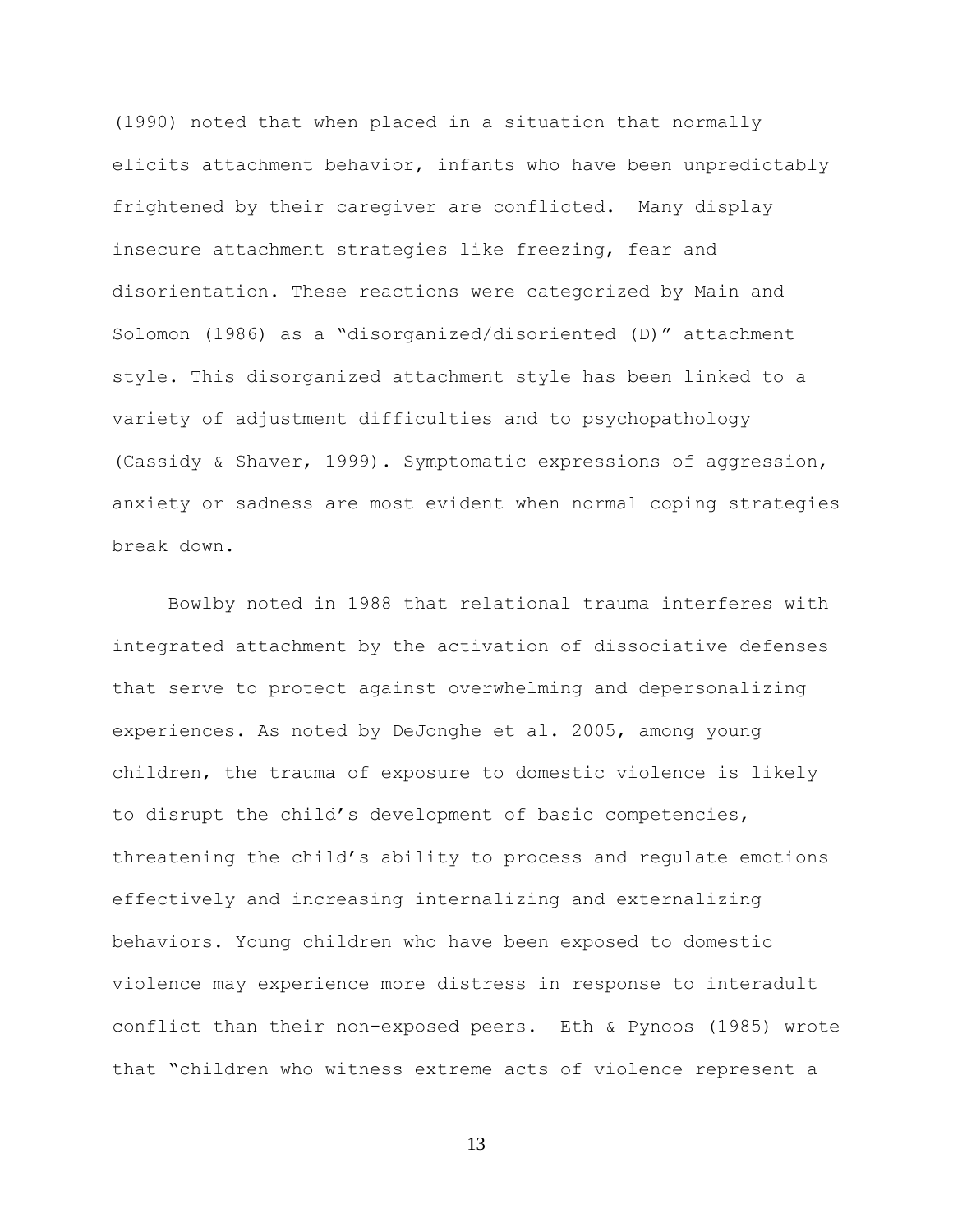(1990) noted that when placed in a situation that normally elicits attachment behavior, infants who have been unpredictably frightened by their caregiver are conflicted. Many display insecure attachment strategies like freezing, fear and disorientation. These reactions were categorized by Main and Solomon (1986) as a "disorganized/disoriented (D)" attachment style. This disorganized attachment style has been linked to a variety of adjustment difficulties and to psychopathology (Cassidy & Shaver, 1999). Symptomatic expressions of aggression, anxiety or sadness are most evident when normal coping strategies break down.

Bowlby noted in 1988 that relational trauma interferes with integrated attachment by the activation of dissociative defenses that serve to protect against overwhelming and depersonalizing experiences. As noted by DeJonghe et al. 2005, among young children, the trauma of exposure to domestic violence is likely to disrupt the child's development of basic competencies, threatening the child's ability to process and regulate emotions effectively and increasing internalizing and externalizing behaviors. Young children who have been exposed to domestic violence may experience more distress in response to interadult conflict than their non-exposed peers. Eth & Pynoos (1985) wrote that "children who witness extreme acts of violence represent a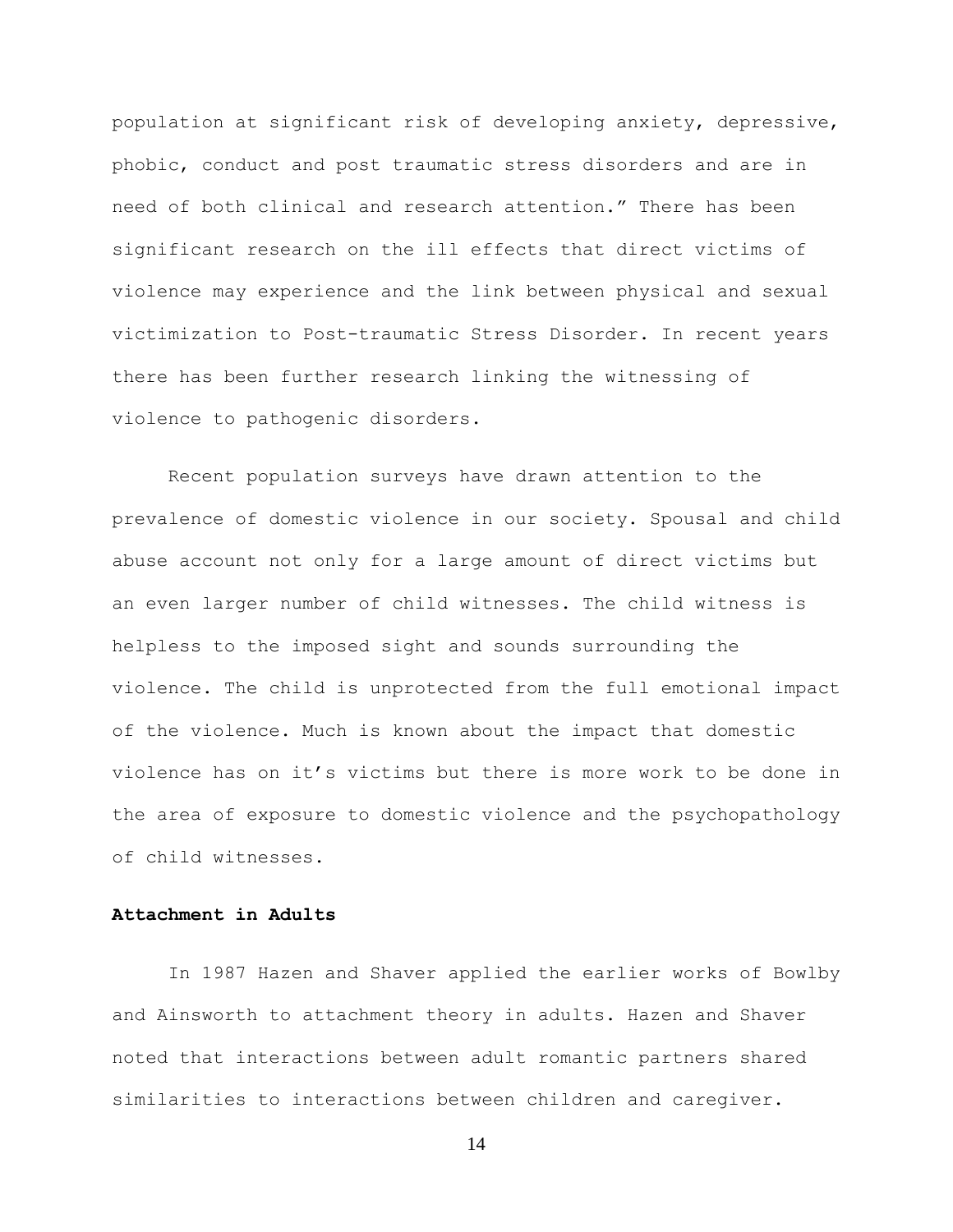population at significant risk of developing anxiety, depressive, phobic, conduct and post traumatic stress disorders and are in need of both clinical and research attention." There has been significant research on the ill effects that direct victims of violence may experience and the link between physical and sexual victimization to Post-traumatic Stress Disorder. In recent years there has been further research linking the witnessing of violence to pathogenic disorders.

Recent population surveys have drawn attention to the prevalence of domestic violence in our society. Spousal and child abuse account not only for a large amount of direct victims but an even larger number of child witnesses. The child witness is helpless to the imposed sight and sounds surrounding the violence. The child is unprotected from the full emotional impact of the violence. Much is known about the impact that domestic violence has on it's victims but there is more work to be done in the area of exposure to domestic violence and the psychopathology of child witnesses.

**Attachment in Adults**

In 1987 Hazen and Shaver applied the earlier works of Bowlby and Ainsworth to attachment theory in adults. Hazen and Shaver noted that interactions between adult romantic partners shared similarities to interactions between children and caregiver.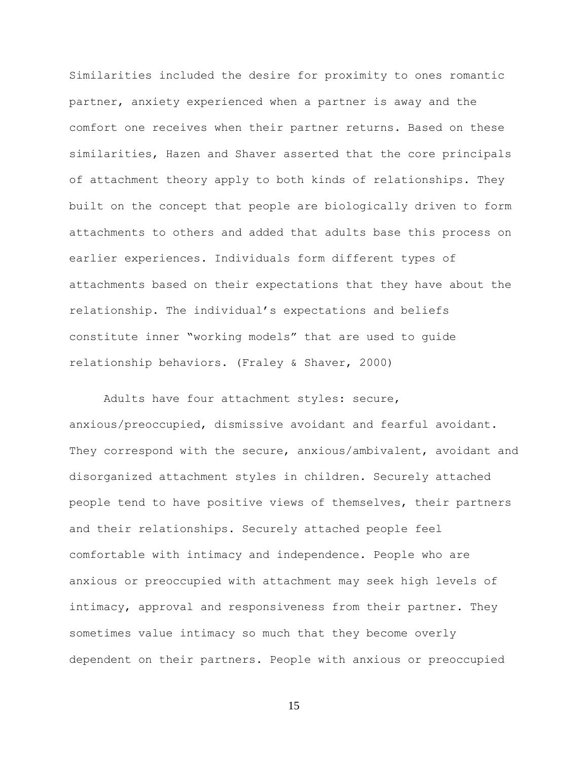Similarities included the desire for proximity to ones romantic partner, anxiety experienced when a partner is away and the comfort one receives when their partner returns. Based on these similarities, Hazen and Shaver asserted that the core principals of attachment theory apply to both kinds of relationships. They built on the concept that people are biologically driven to form attachments to others and added that adults base this process on earlier experiences. Individuals form different types of attachments based on their expectations that they have about the relationship. The individual's expectations and beliefs constitute inner "working models" that are used to guide relationship behaviors. (Fraley & Shaver, 2000)

Adults have four attachment styles: secure, anxious/preoccupied, dismissive avoidant and fearful avoidant. They correspond with the secure, anxious/ambivalent, avoidant and disorganized attachment styles in children. Securely attached people tend to have positive views of themselves, their partners and their relationships. Securely attached people feel comfortable with intimacy and independence. People who are anxious or preoccupied with attachment may seek high levels of intimacy, approval and responsiveness from their partner. They sometimes value intimacy so much that they become overly dependent on their partners. People with anxious or preoccupied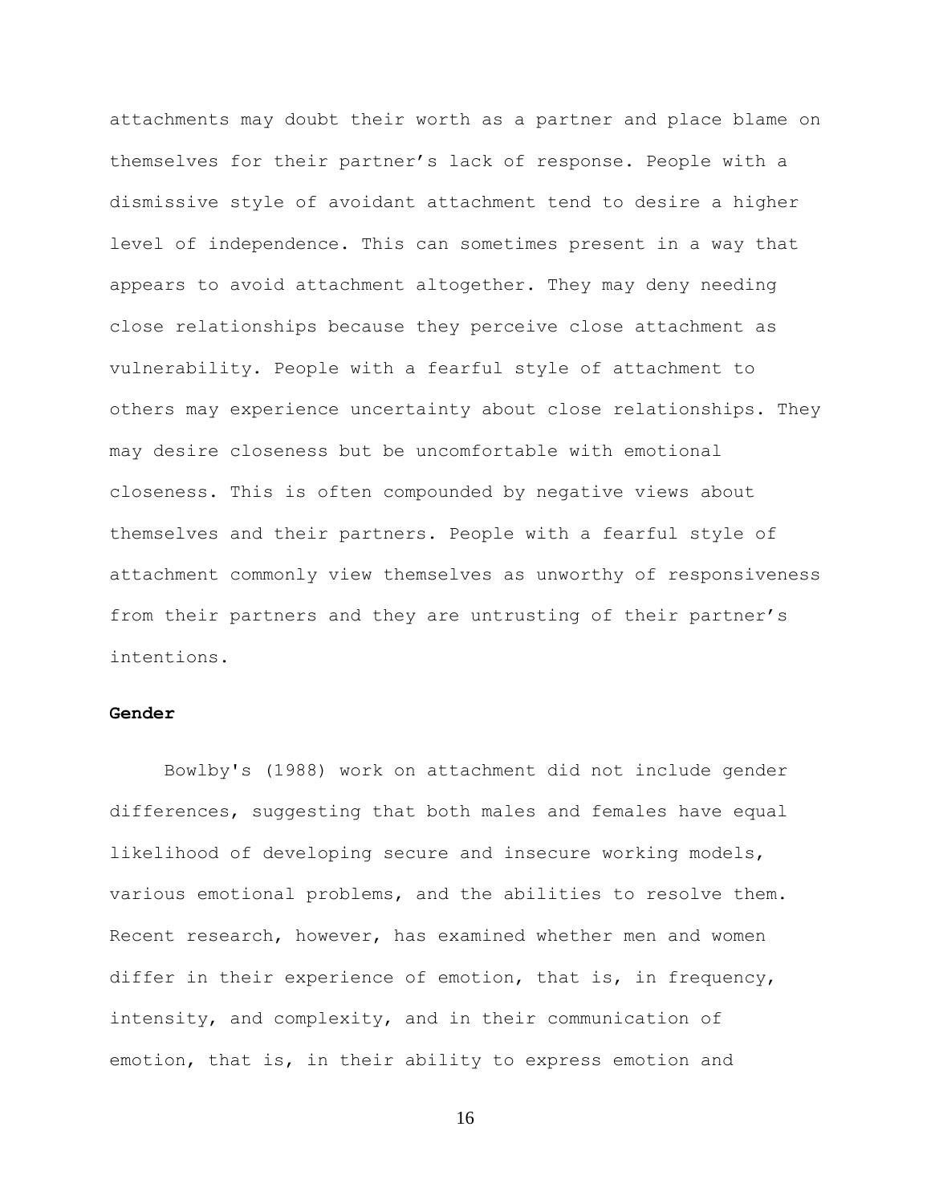attachments may doubt their worth as a partner and place blame on themselves for their partner’s lack of response. People with a dismissive style of avoidant attachment tend to desire a higher level of independence. This can sometimes present in a way that appears to avoid attachment altogether. They may deny needing close relationships because they perceive close attachment as vulnerability. People with a fearful style of attachment to others may experience uncertainty about close relationships. They may desire closeness but be uncomfortable with emotional closeness. This is often compounded by negative views about themselves and their partners. People with a fearful style of attachment commonly view themselves as unworthy of responsiveness from their partners and they are untrusting of their partner’s intentions.

**Gender**

Bowlby's (1988) work on attachment did not include gender differences, suggesting that both males and females have equal likelihood of developing secure and insecure working models, various emotional problems, and the abilities to resolve them. Recent research, however, has examined whether men and women differ in their experience of emotion, that is, in frequency, intensity, and complexity, and in their communication of emotion, that is, in their ability to express emotion and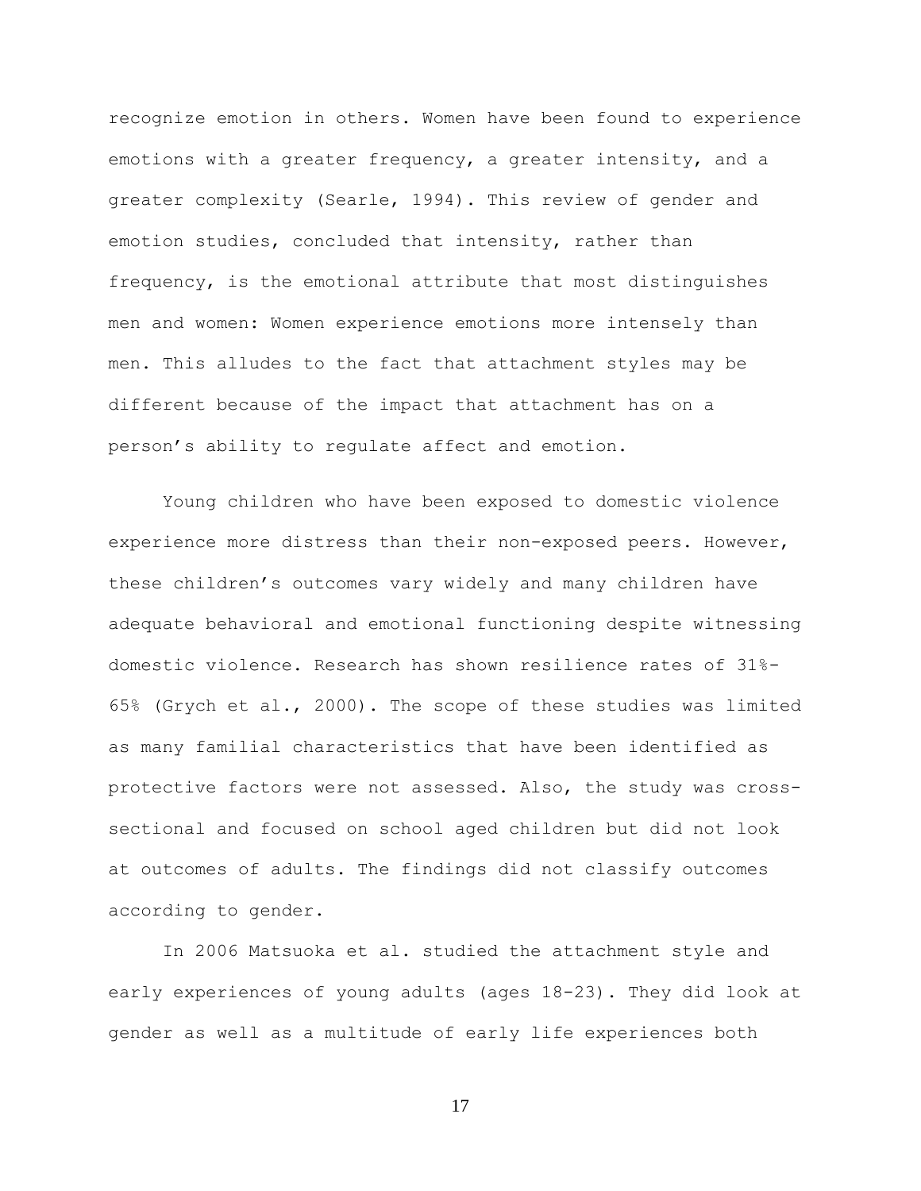recognize emotion in others. Women have been found to experience emotions with a greater frequency, a greater intensity, and a greater complexity (Searle, 1994). This review of gender and emotion studies, concluded that intensity, rather than frequency, is the emotional attribute that most distinguishes men and women: Women experience emotions more intensely than men. This alludes to the fact that attachment styles may be different because of the impact that attachment has on a person's ability to regulate affect and emotion.

Young children who have been exposed to domestic violence experience more distress than their non-exposed peers. However, these children's outcomes vary widely and many children have adequate behavioral and emotional functioning despite witnessing domestic violence. Research has shown resilience rates of 31%-65% (Grych et al., 2000). The scope of these studies was limited as many familial characteristics that have been identified as protective factors were not assessed. Also, the study was cross-sectional and focused on school aged children but did not look at outcomes of adults. The findings did not classify outcomes according to gender.

In 2006 Matsuoka et al. studied the attachment style and early experiences of young adults (ages 18-23). They did look at gender as well as a multitude of early life experiences both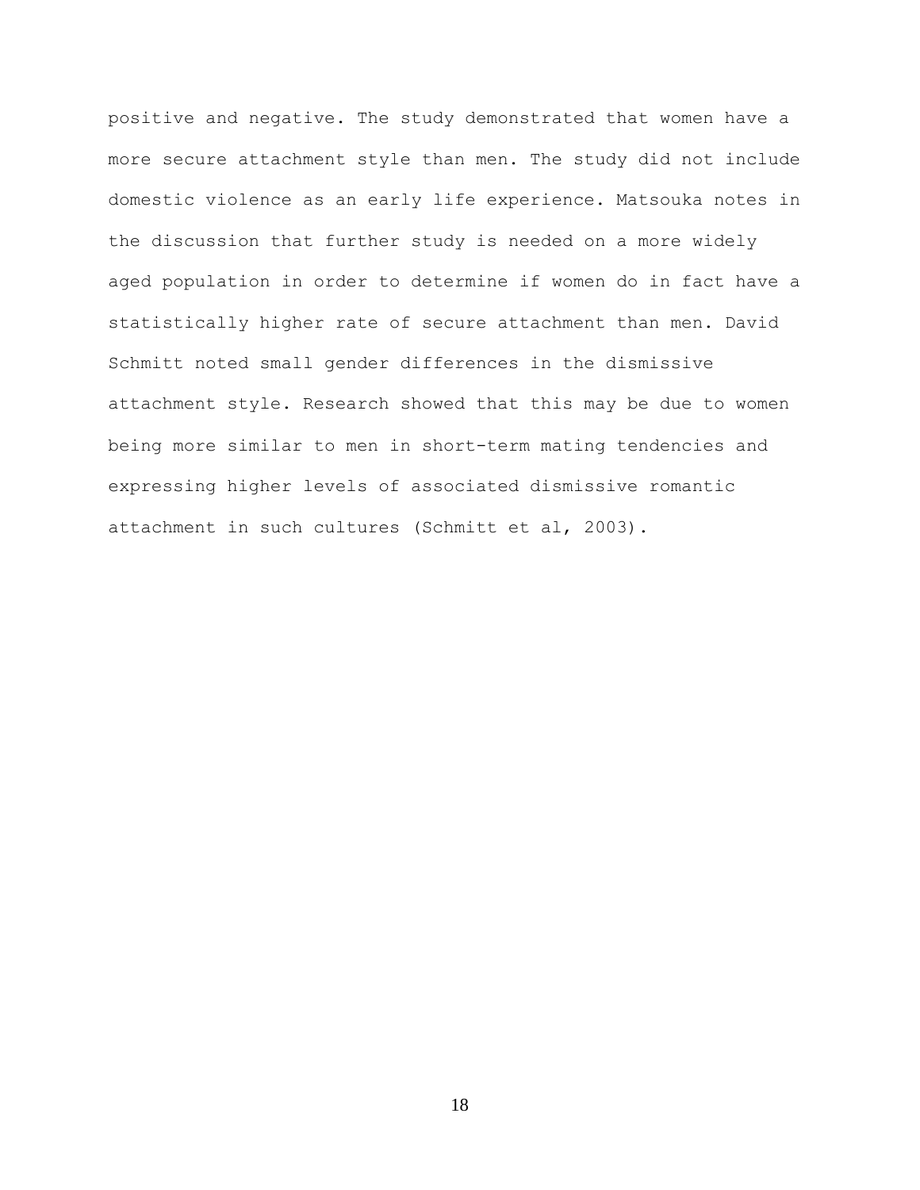positive and negative. The study demonstrated that women have a more secure attachment style than men. The study did not include domestic violence as an early life experience. Matsouka notes in the discussion that further study is needed on a more widely aged population in order to determine if women do in fact have a statistically higher rate of secure attachment than men. David Schmitt noted small gender differences in the dismissive attachment style. Research showed that this may be due to women being more similar to men in short-term mating tendencies and expressing higher levels of associated dismissive romantic attachment in such cultures (Schmitt et al, 2003).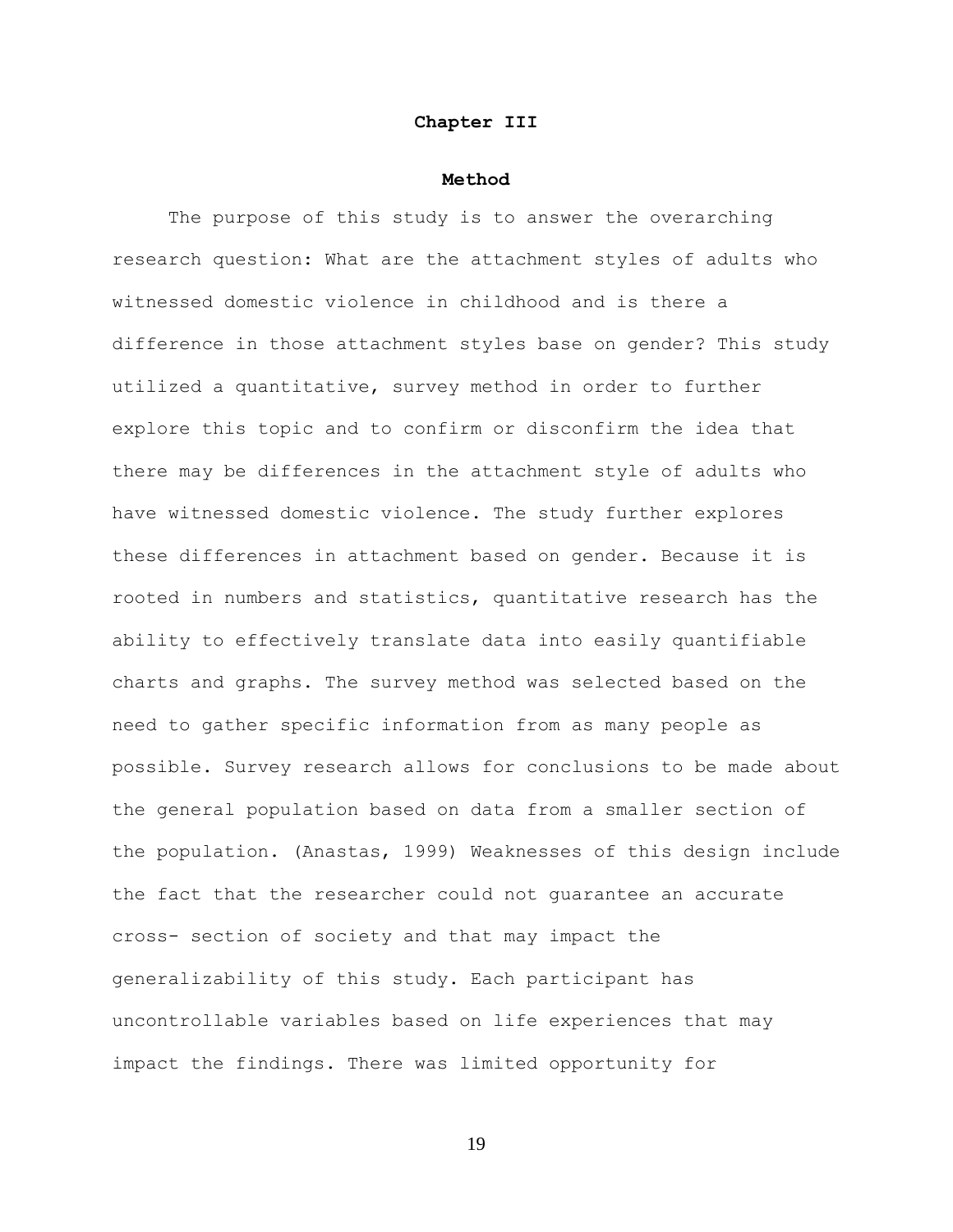# Chapter III

## Method

The purpose of this study is to answer the overarching research question: What are the attachment styles of adults who witnessed domestic violence in childhood and is there a difference in those attachment styles base on gender? This study utilized a quantitative, survey method in order to further explore this topic and to confirm or disconfirm the idea that there may be differences in the attachment style of adults who have witnessed domestic violence. The study further explores these differences in attachment based on gender. Because it is rooted in numbers and statistics, quantitative research has the ability to effectively translate data into easily quantifiable charts and graphs. The survey method was selected based on the need to gather specific information from as many people as possible. Survey research allows for conclusions to be made about the general population based on data from a smaller section of the population. (Anastas, 1999) Weaknesses of this design include the fact that the researcher could not guarantee an accurate cross- section of society and that may impact the generalizability of this study. Each participant has uncontrollable variables based on life experiences that may impact the findings. There was limited opportunity for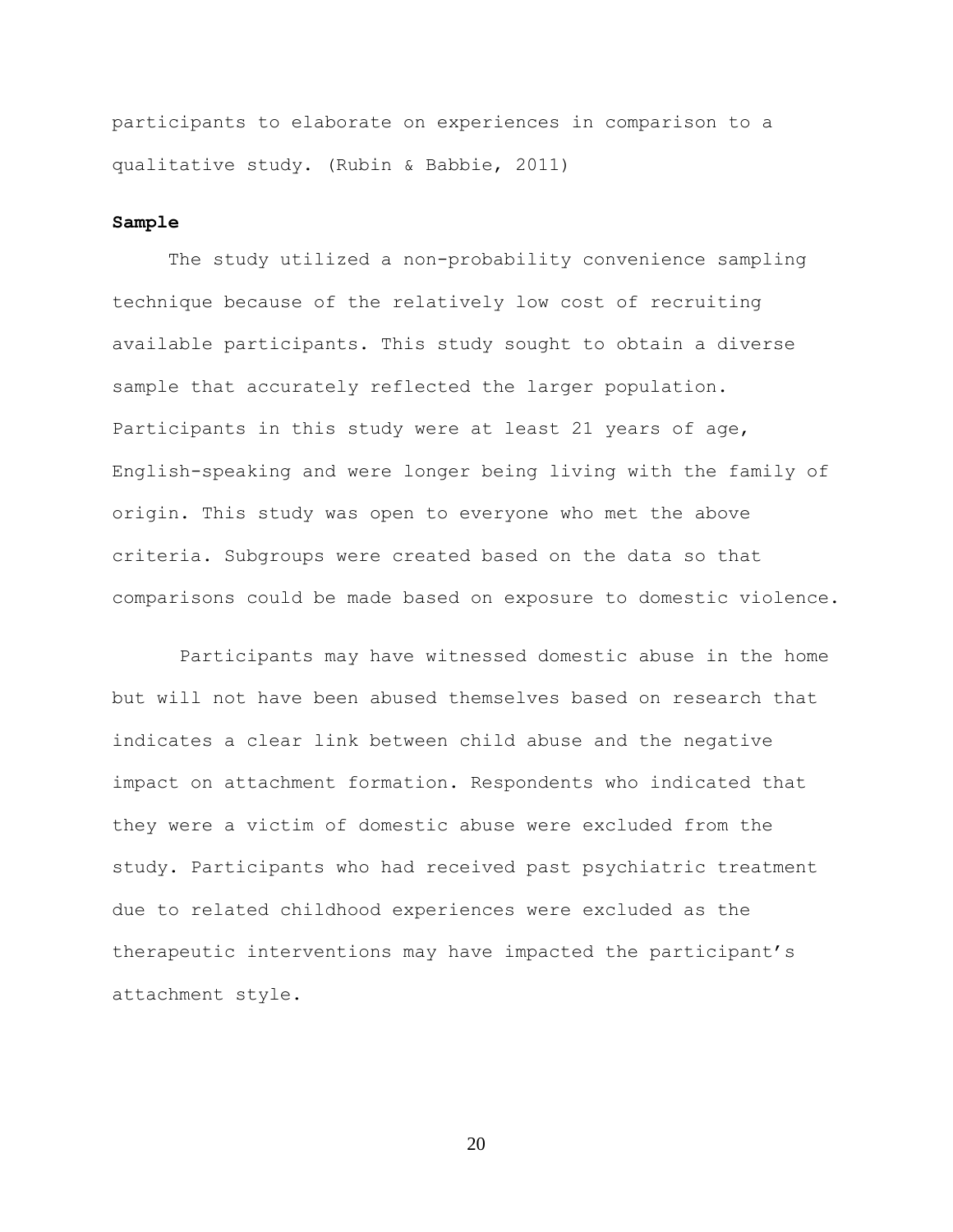participants to elaborate on experiences in comparison to a qualitative study. (Rubin & Babbie, 2011)

**Sample**

The study utilized a non-probability convenience sampling technique because of the relatively low cost of recruiting available participants. This study sought to obtain a diverse sample that accurately reflected the larger population. Participants in this study were at least 21 years of age, English-speaking and were longer being living with the family of origin. This study was open to everyone who met the above criteria. Subgroups were created based on the data so that comparisons could be made based on exposure to domestic violence.

Participants may have witnessed domestic abuse in the home but will not have been abused themselves based on research that indicates a clear link between child abuse and the negative impact on attachment formation. Respondents who indicated that they were a victim of domestic abuse were excluded from the study. Participants who had received past psychiatric treatment due to related childhood experiences were excluded as the therapeutic interventions may have impacted the participant's attachment style.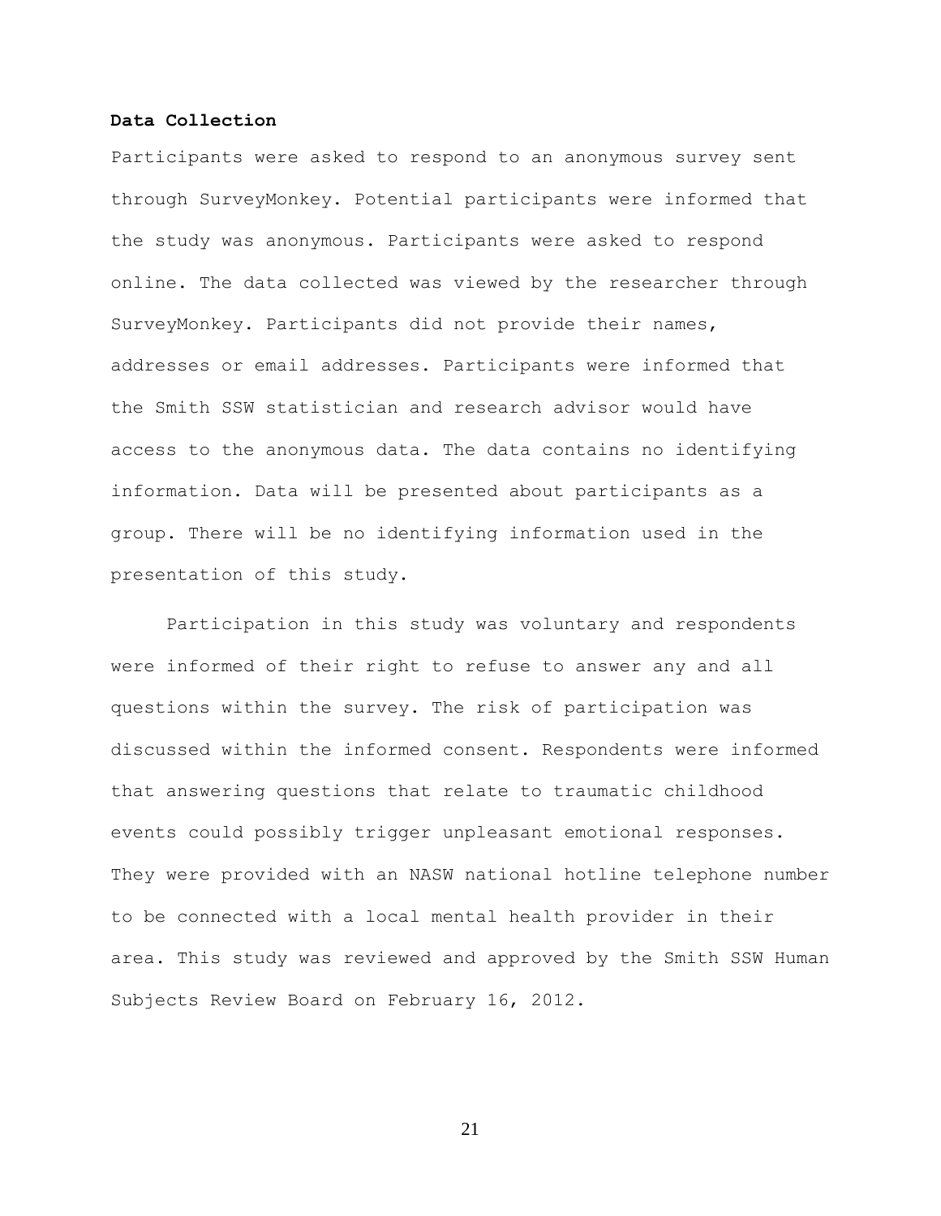**Data Collection**

Participants were asked to respond to an anonymous survey sent through SurveyMonkey. Potential participants were informed that the study was anonymous. Participants were asked to respond online. The data collected was viewed by the researcher through SurveyMonkey. Participants did not provide their names, addresses or email addresses. Participants were informed that the Smith SSW statistician and research advisor would have access to the anonymous data. The data contains no identifying information. Data will be presented about participants as a group. There will be no identifying information used in the presentation of this study.

Participation in this study was voluntary and respondents were informed of their right to refuse to answer any and all questions within the survey. The risk of participation was discussed within the informed consent. Respondents were informed that answering questions that relate to traumatic childhood events could possibly trigger unpleasant emotional responses. They were provided with an NASW national hotline telephone number to be connected with a local mental health provider in their area. This study was reviewed and approved by the Smith SSW Human Subjects Review Board on February 16, 2012.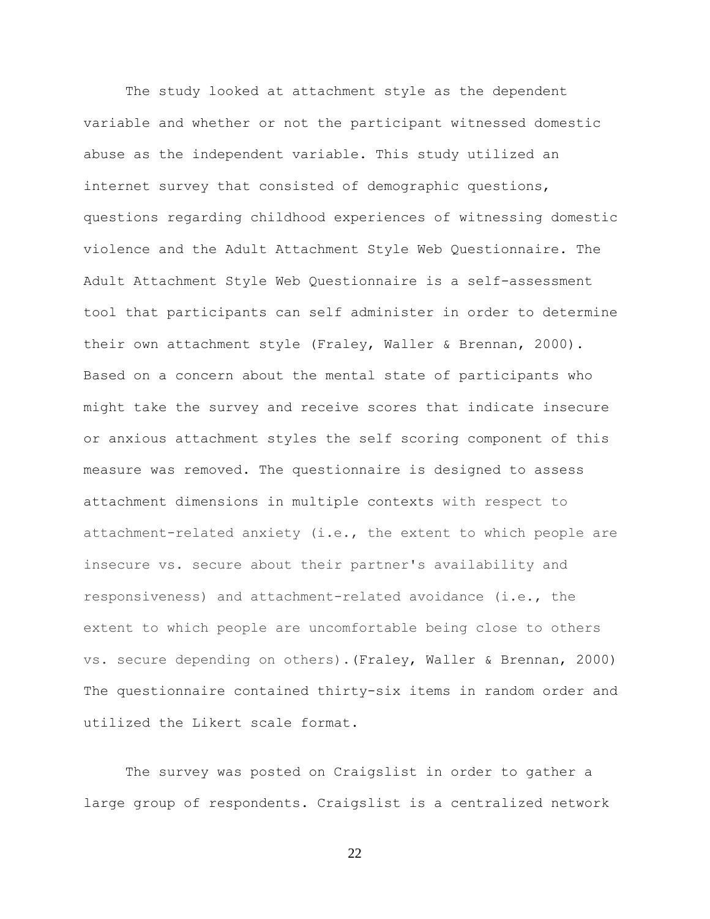The study looked at attachment style as the dependent variable and whether or not the participant witnessed domestic abuse as the independent variable. This study utilized an internet survey that consisted of demographic questions, questions regarding childhood experiences of witnessing domestic violence and the Adult Attachment Style Web Questionnaire. The Adult Attachment Style Web Questionnaire is a self-assessment tool that participants can self administer in order to determine their own attachment style (Fraley, Waller & Brennan, 2000). Based on a concern about the mental state of participants who might take the survey and receive scores that indicate insecure or anxious attachment styles the self scoring component of this measure was removed. The questionnaire is designed to assess attachment dimensions in multiple contexts with respect to attachment-related anxiety (i.e., the extent to which people are insecure vs. secure about their partner's availability and responsiveness) and attachment-related avoidance (i.e., the extent to which people are uncomfortable being close to others vs. secure depending on others).(Fraley, Waller & Brennan, 2000) The questionnaire contained thirty-six items in random order and utilized the Likert scale format.

The survey was posted on Craigslist in order to gather a large group of respondents. Craigslist is a centralized network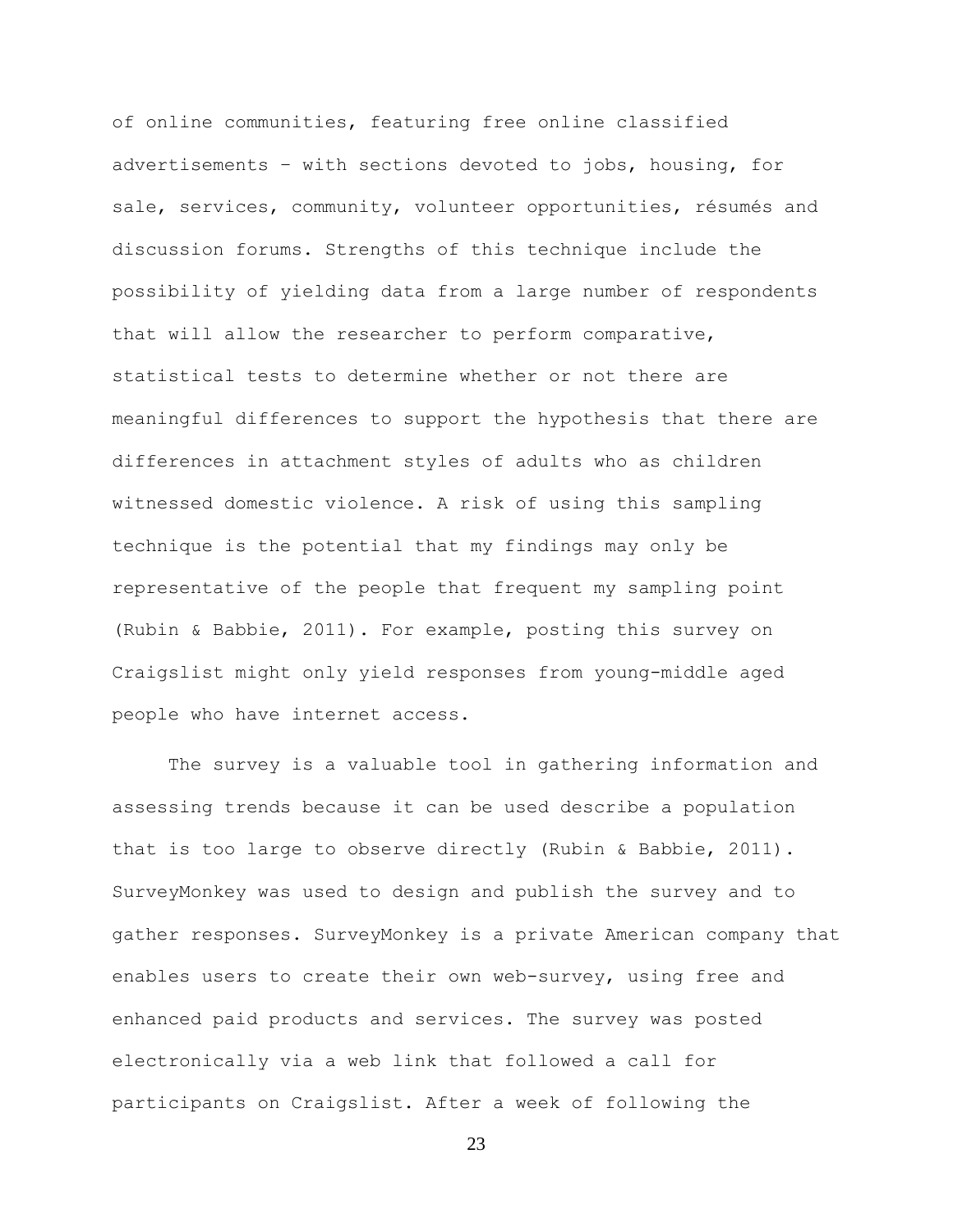of online communities, featuring free online classified advertisements – with sections devoted to jobs, housing, for sale, services, community, volunteer opportunities, résumés and discussion forums. Strengths of this technique include the possibility of yielding data from a large number of respondents that will allow the researcher to perform comparative, statistical tests to determine whether or not there are meaningful differences to support the hypothesis that there are differences in attachment styles of adults who as children witnessed domestic violence. A risk of using this sampling technique is the potential that my findings may only be representative of the people that frequent my sampling point (Rubin & Babbie, 2011). For example, posting this survey on Craigslist might only yield responses from young-middle aged people who have internet access.

The survey is a valuable tool in gathering information and assessing trends because it can be used describe a population that is too large to observe directly (Rubin & Babbie, 2011). SurveyMonkey was used to design and publish the survey and to gather responses. SurveyMonkey is a private American company that enables users to create their own web-survey, using free and enhanced paid products and services. The survey was posted electronically via a web link that followed a call for participants on Craigslist. After a week of following the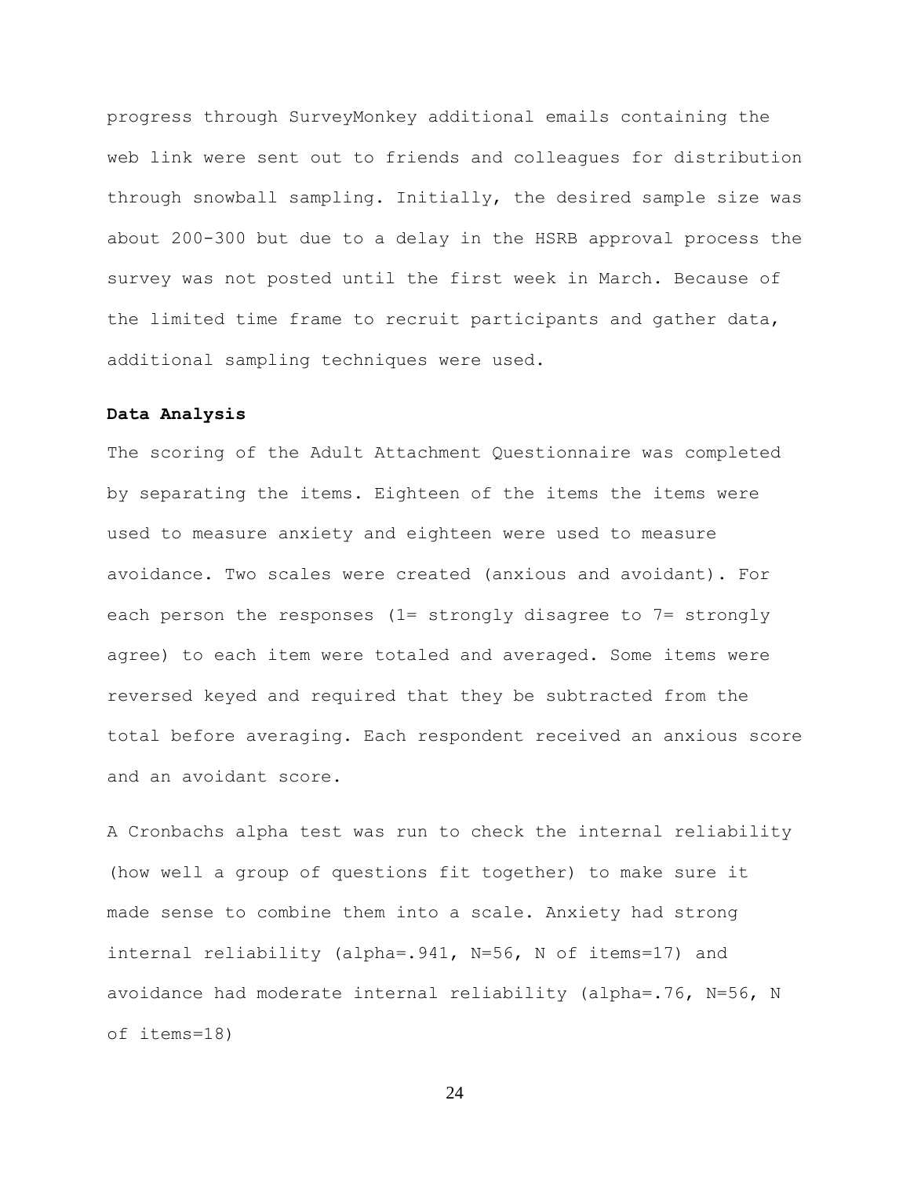progress through SurveyMonkey additional emails containing the web link were sent out to friends and colleagues for distribution through snowball sampling. Initially, the desired sample size was about 200-300 but due to a delay in the HSRB approval process the survey was not posted until the first week in March. Because of the limited time frame to recruit participants and gather data, additional sampling techniques were used.

**Data Analysis**

The scoring of the Adult Attachment Questionnaire was completed by separating the items. Eighteen of the items the items were used to measure anxiety and eighteen were used to measure avoidance. Two scales were created (anxious and avoidant). For each person the responses (1= strongly disagree to 7= strongly agree) to each item were totaled and averaged. Some items were reversed keyed and required that they be subtracted from the total before averaging. Each respondent received an anxious score and an avoidant score.

A Cronbachs alpha test was run to check the internal reliability (how well a group of questions fit together) to make sure it made sense to combine them into a scale. Anxiety had strong internal reliability (alpha=.941, N=56, N of items=17) and avoidance had moderate internal reliability (alpha=.76, N=56, N of items=18)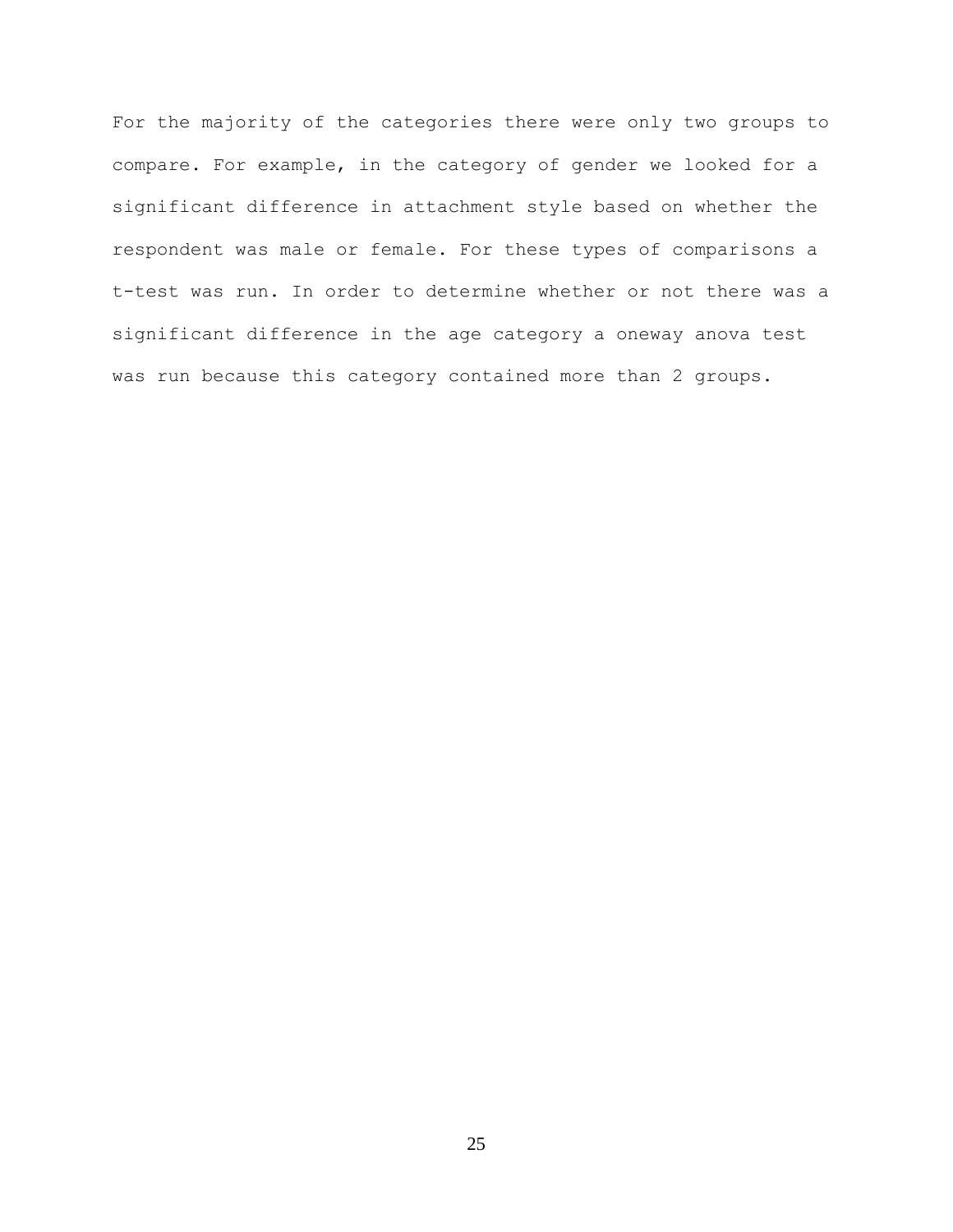For the majority of the categories there were only two groups to compare. For example, in the category of gender we looked for a significant difference in attachment style based on whether the respondent was male or female. For these types of comparisons a t-test was run. In order to determine whether or not there was a significant difference in the age category a oneway anova test was run because this category contained more than 2 groups.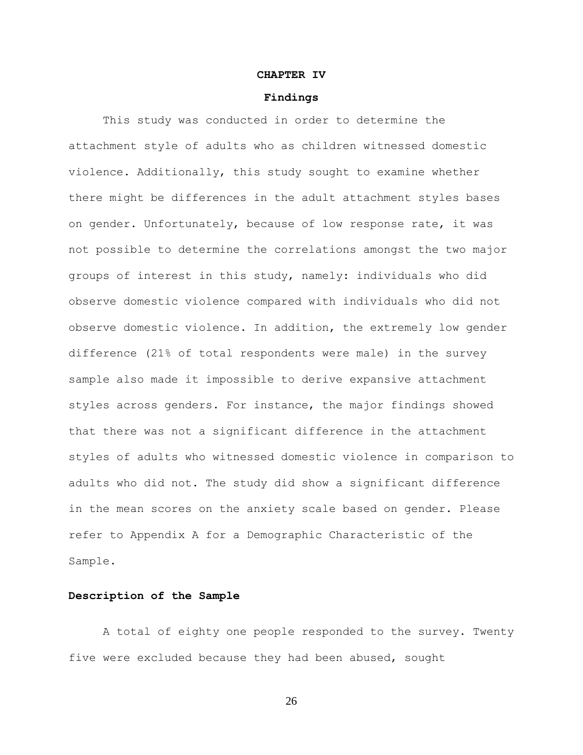# CHAPTER IV

## Findings

This study was conducted in order to determine the attachment style of adults who as children witnessed domestic violence. Additionally, this study sought to examine whether there might be differences in the adult attachment styles bases on gender. Unfortunately, because of low response rate, it was not possible to determine the correlations amongst the two major groups of interest in this study, namely: individuals who did observe domestic violence compared with individuals who did not observe domestic violence. In addition, the extremely low gender difference (21% of total respondents were male) in the survey sample also made it impossible to derive expansive attachment styles across genders. For instance, the major findings showed that there was not a significant difference in the attachment styles of adults who witnessed domestic violence in comparison to adults who did not. The study did show a significant difference in the mean scores on the anxiety scale based on gender. Please refer to Appendix A for a Demographic Characteristic of the Sample.

### Description of the Sample

A total of eighty one people responded to the survey. Twenty five were excluded because they had been abused, sought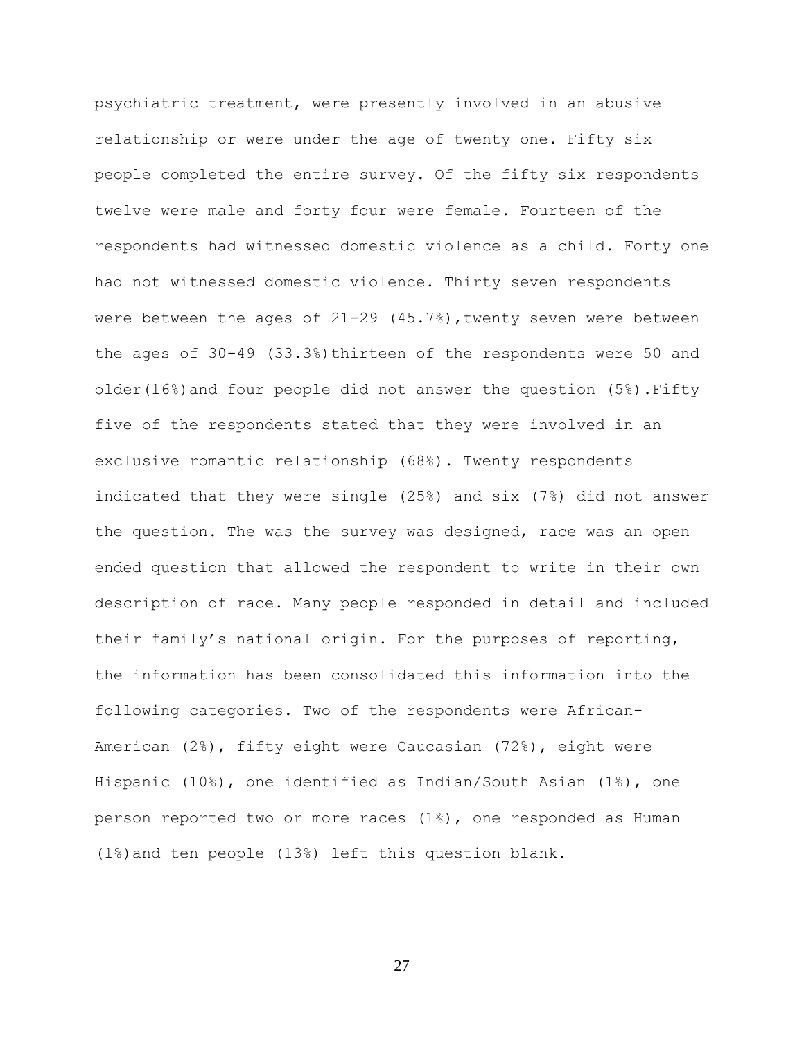psychiatric treatment, were presently involved in an abusive relationship or were under the age of twenty one. Fifty six people completed the entire survey. Of the fifty six respondents twelve were male and forty four were female. Fourteen of the respondents had witnessed domestic violence as a child. Forty one had not witnessed domestic violence. Thirty seven respondents were between the ages of 21-29 (45.7%),twenty seven were between the ages of 30-49 (33.3%)thirteen of the respondents were 50 and older(16%)and four people did not answer the question (5%).Fifty five of the respondents stated that they were involved in an exclusive romantic relationship (68%). Twenty respondents indicated that they were single (25%) and six (7%) did not answer the question. The was the survey was designed, race was an open ended question that allowed the respondent to write in their own description of race. Many people responded in detail and included their family's national origin. For the purposes of reporting, the information has been consolidated this information into the following categories. Two of the respondents were African-American (2%), fifty eight were Caucasian (72%), eight were Hispanic (10%), one identified as Indian/South Asian (1%), one person reported two or more races (1%), one responded as Human (1%)and ten people (13%) left this question blank.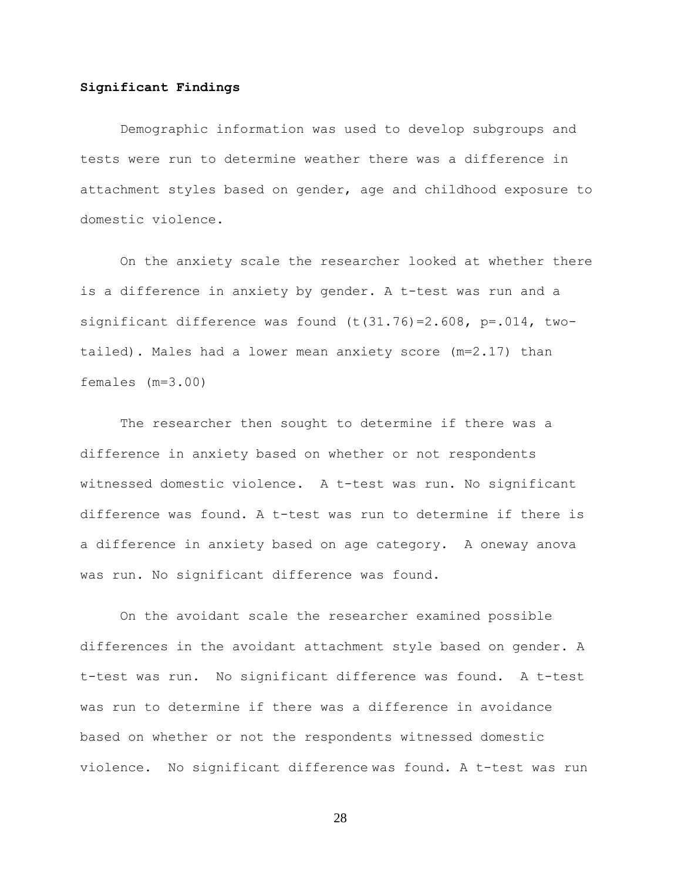### Significant Findings

Demographic information was used to develop subgroups and tests were run to determine weather there was a difference in attachment styles based on gender, age and childhood exposure to domestic violence.

On the anxiety scale the researcher looked at whether there is a difference in anxiety by gender. A t-test was run and a significant difference was found ($t(31.76)=2.608$, $p=.014$, two-tailed). Males had a lower mean anxiety score ($m=2.17$) than females ($m=3.00$)

The researcher then sought to determine if there was a difference in anxiety based on whether or not respondents witnessed domestic violence. A t-test was run. No significant difference was found. A t-test was run to determine if there is a difference in anxiety based on age category. A oneway anova was run. No significant difference was found.

On the avoidant scale the researcher examined possible differences in the avoidant attachment style based on gender. A t-test was run. No significant difference was found. A t-test was run to determine if there was a difference in avoidance based on whether or not the respondents witnessed domestic violence. No significant difference was found. A t-test was run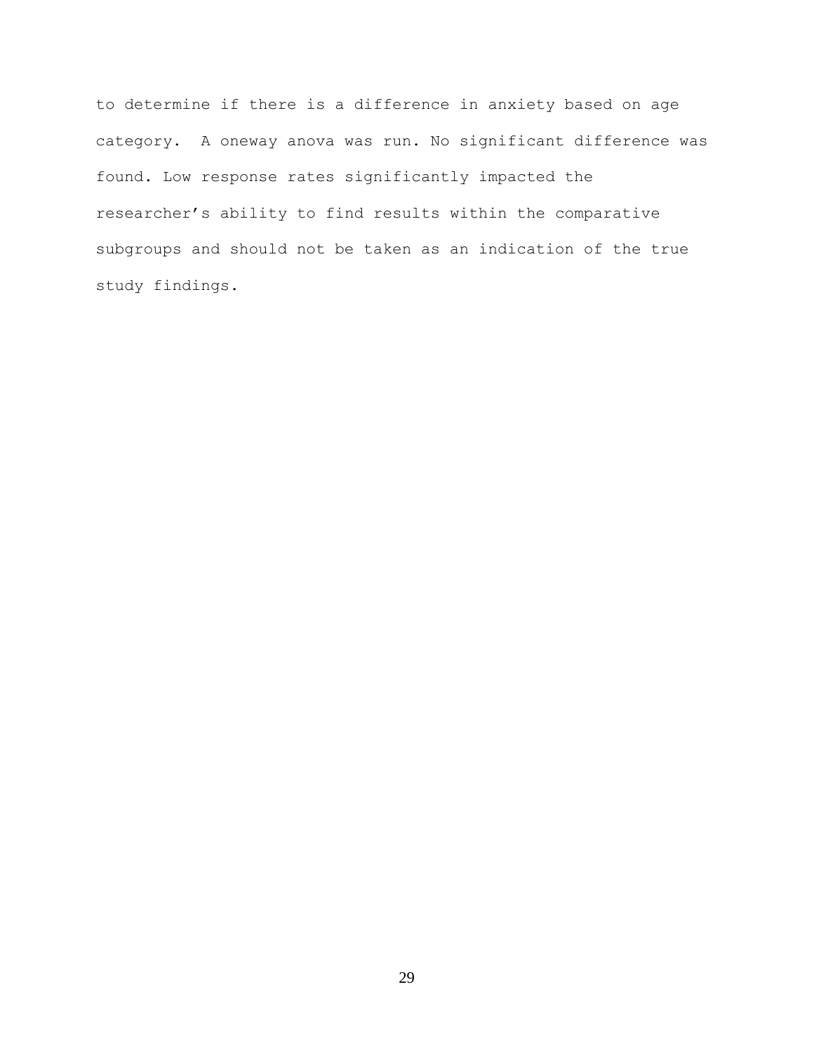to determine if there is a difference in anxiety based on age category. A oneway anova was run. No significant difference was found. Low response rates significantly impacted the researcher's ability to find results within the comparative subgroups and should not be taken as an indication of the true study findings.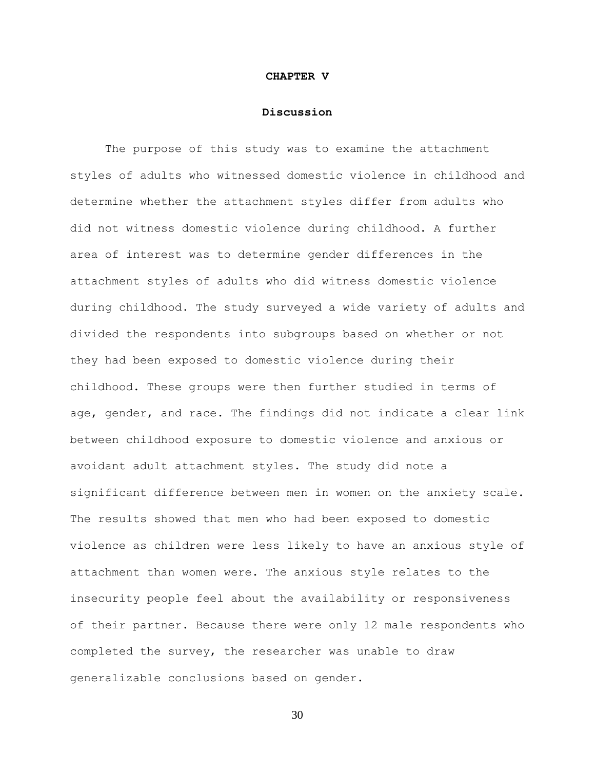# CHAPTER V

## Discussion

The purpose of this study was to examine the attachment styles of adults who witnessed domestic violence in childhood and determine whether the attachment styles differ from adults who did not witness domestic violence during childhood. A further area of interest was to determine gender differences in the attachment styles of adults who did witness domestic violence during childhood. The study surveyed a wide variety of adults and divided the respondents into subgroups based on whether or not they had been exposed to domestic violence during their childhood. These groups were then further studied in terms of age, gender, and race. The findings did not indicate a clear link between childhood exposure to domestic violence and anxious or avoidant adult attachment styles. The study did note a significant difference between men in women on the anxiety scale. The results showed that men who had been exposed to domestic violence as children were less likely to have an anxious style of attachment than women were. The anxious style relates to the insecurity people feel about the availability or responsiveness of their partner. Because there were only 12 male respondents who completed the survey, the researcher was unable to draw generalizable conclusions based on gender.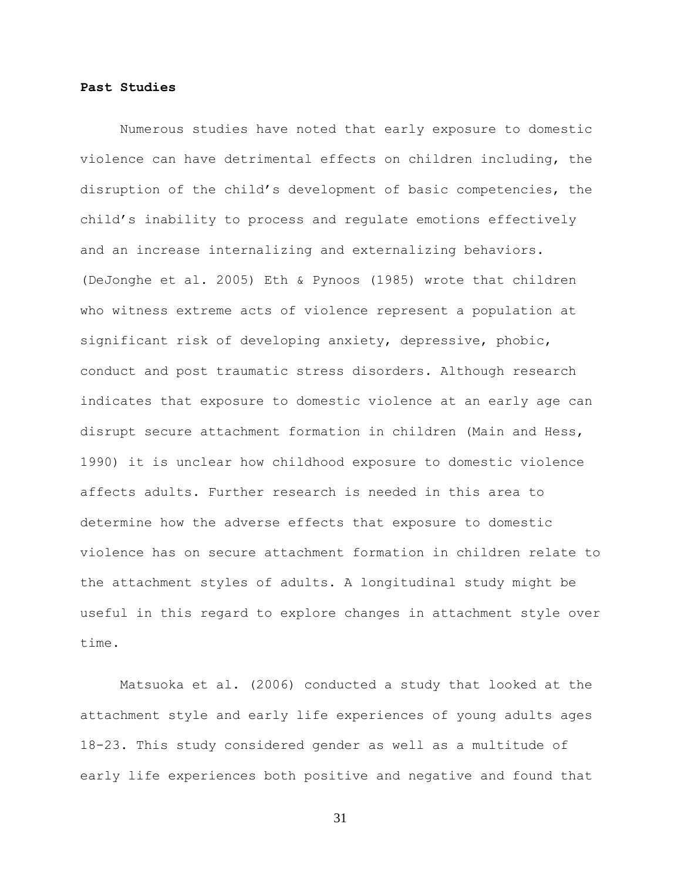**Past Studies**

Numerous studies have noted that early exposure to domestic violence can have detrimental effects on children including, the disruption of the child's development of basic competencies, the child's inability to process and regulate emotions effectively and an increase internalizing and externalizing behaviors. (DeJonghe et al. 2005) Eth & Pynoos (1985) wrote that children who witness extreme acts of violence represent a population at significant risk of developing anxiety, depressive, phobic, conduct and post traumatic stress disorders. Although research indicates that exposure to domestic violence at an early age can disrupt secure attachment formation in children (Main and Hess, 1990) it is unclear how childhood exposure to domestic violence affects adults. Further research is needed in this area to determine how the adverse effects that exposure to domestic violence has on secure attachment formation in children relate to the attachment styles of adults. A longitudinal study might be useful in this regard to explore changes in attachment style over time.

Matsuoka et al. (2006) conducted a study that looked at the attachment style and early life experiences of young adults ages 18-23. This study considered gender as well as a multitude of early life experiences both positive and negative and found that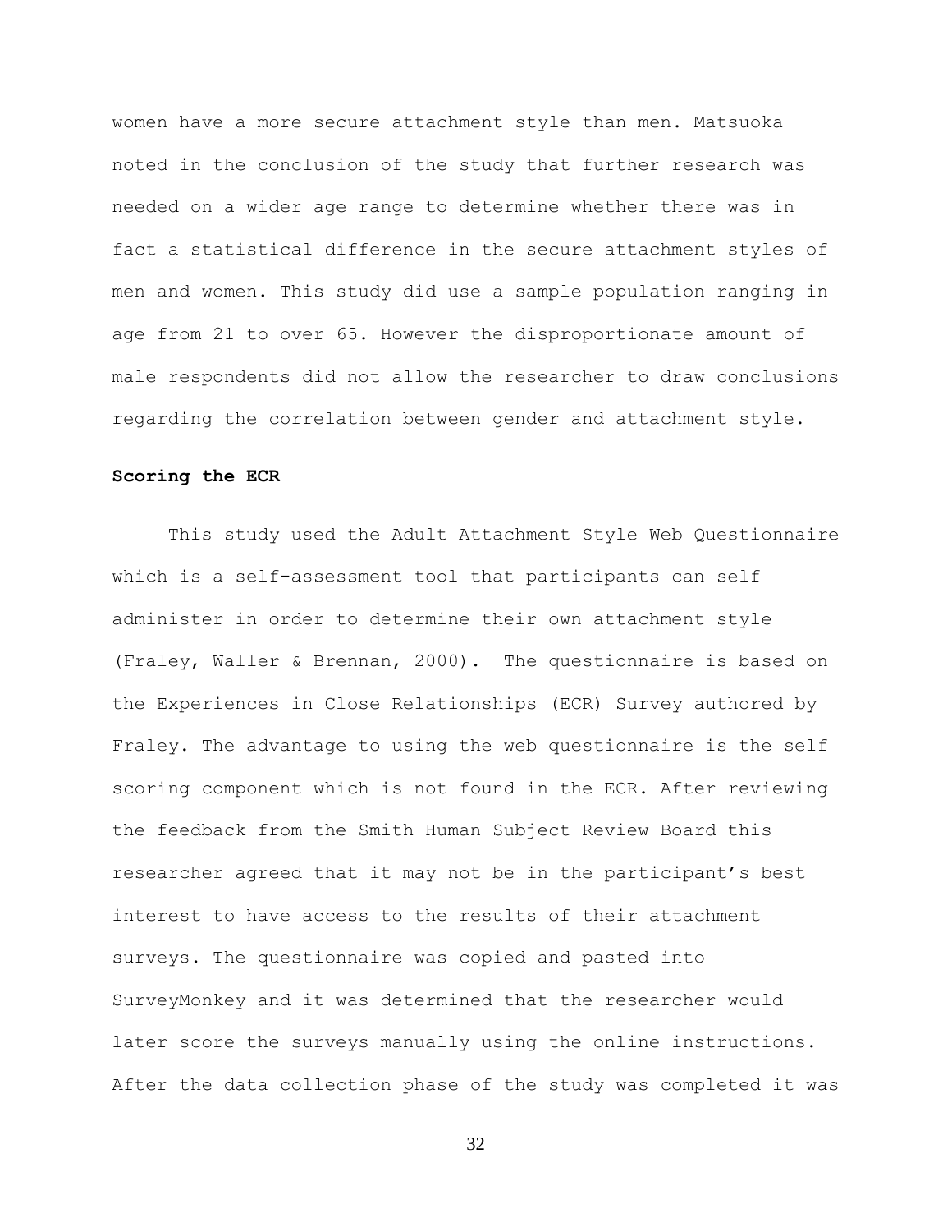women have a more secure attachment style than men. Matsuoka noted in the conclusion of the study that further research was needed on a wider age range to determine whether there was in fact a statistical difference in the secure attachment styles of men and women. This study did use a sample population ranging in age from 21 to over 65. However the disproportionate amount of male respondents did not allow the researcher to draw conclusions regarding the correlation between gender and attachment style.

**Scoring the ECR**

This study used the Adult Attachment Style Web Questionnaire which is a self-assessment tool that participants can self administer in order to determine their own attachment style (Fraley, Waller & Brennan, 2000). The questionnaire is based on the Experiences in Close Relationships (ECR) Survey authored by Fraley. The advantage to using the web questionnaire is the self scoring component which is not found in the ECR. After reviewing the feedback from the Smith Human Subject Review Board this researcher agreed that it may not be in the participant's best interest to have access to the results of their attachment surveys. The questionnaire was copied and pasted into SurveyMonkey and it was determined that the researcher would later score the surveys manually using the online instructions. After the data collection phase of the study was completed it was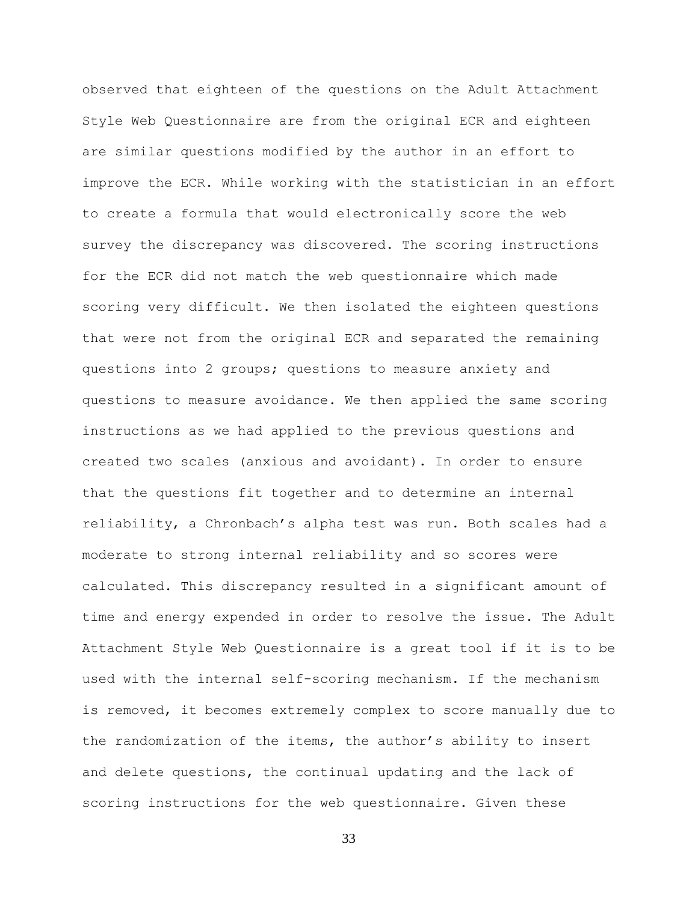observed that eighteen of the questions on the Adult Attachment Style Web Questionnaire are from the original ECR and eighteen are similar questions modified by the author in an effort to improve the ECR. While working with the statistician in an effort to create a formula that would electronically score the web survey the discrepancy was discovered. The scoring instructions for the ECR did not match the web questionnaire which made scoring very difficult. We then isolated the eighteen questions that were not from the original ECR and separated the remaining questions into 2 groups; questions to measure anxiety and questions to measure avoidance. We then applied the same scoring instructions as we had applied to the previous questions and created two scales (anxious and avoidant). In order to ensure that the questions fit together and to determine an internal reliability, a Chronbach's alpha test was run. Both scales had a moderate to strong internal reliability and so scores were calculated. This discrepancy resulted in a significant amount of time and energy expended in order to resolve the issue. The Adult Attachment Style Web Questionnaire is a great tool if it is to be used with the internal self-scoring mechanism. If the mechanism is removed, it becomes extremely complex to score manually due to the randomization of the items, the author's ability to insert and delete questions, the continual updating and the lack of scoring instructions for the web questionnaire. Given these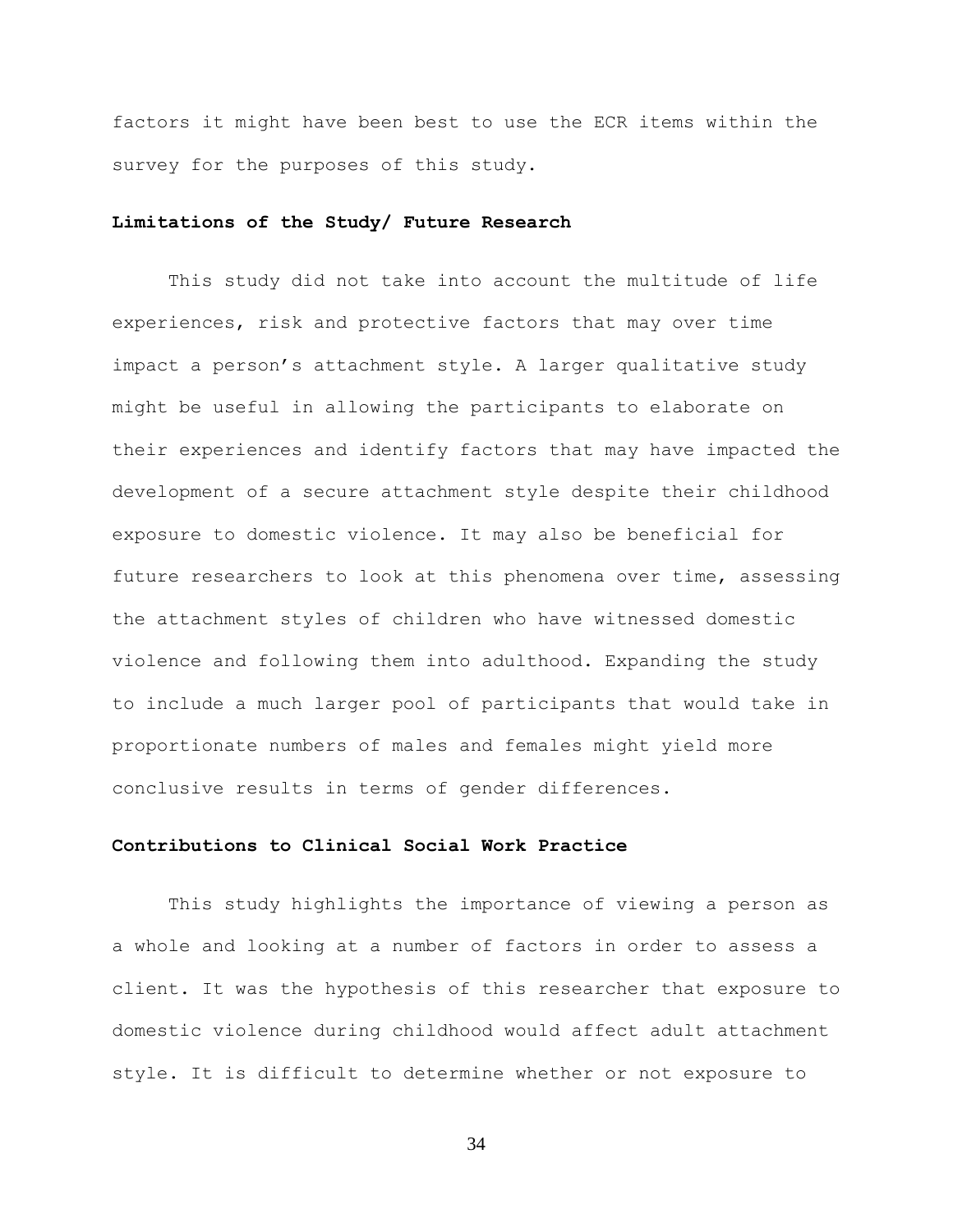factors it might have been best to use the ECR items within the survey for the purposes of this study.

**Limitations of the Study/ Future Research**

This study did not take into account the multitude of life experiences, risk and protective factors that may over time impact a person's attachment style. A larger qualitative study might be useful in allowing the participants to elaborate on their experiences and identify factors that may have impacted the development of a secure attachment style despite their childhood exposure to domestic violence. It may also be beneficial for future researchers to look at this phenomena over time, assessing the attachment styles of children who have witnessed domestic violence and following them into adulthood. Expanding the study to include a much larger pool of participants that would take in proportionate numbers of males and females might yield more conclusive results in terms of gender differences.

**Contributions to Clinical Social Work Practice**

This study highlights the importance of viewing a person as a whole and looking at a number of factors in order to assess a client. It was the hypothesis of this researcher that exposure to domestic violence during childhood would affect adult attachment style. It is difficult to determine whether or not exposure to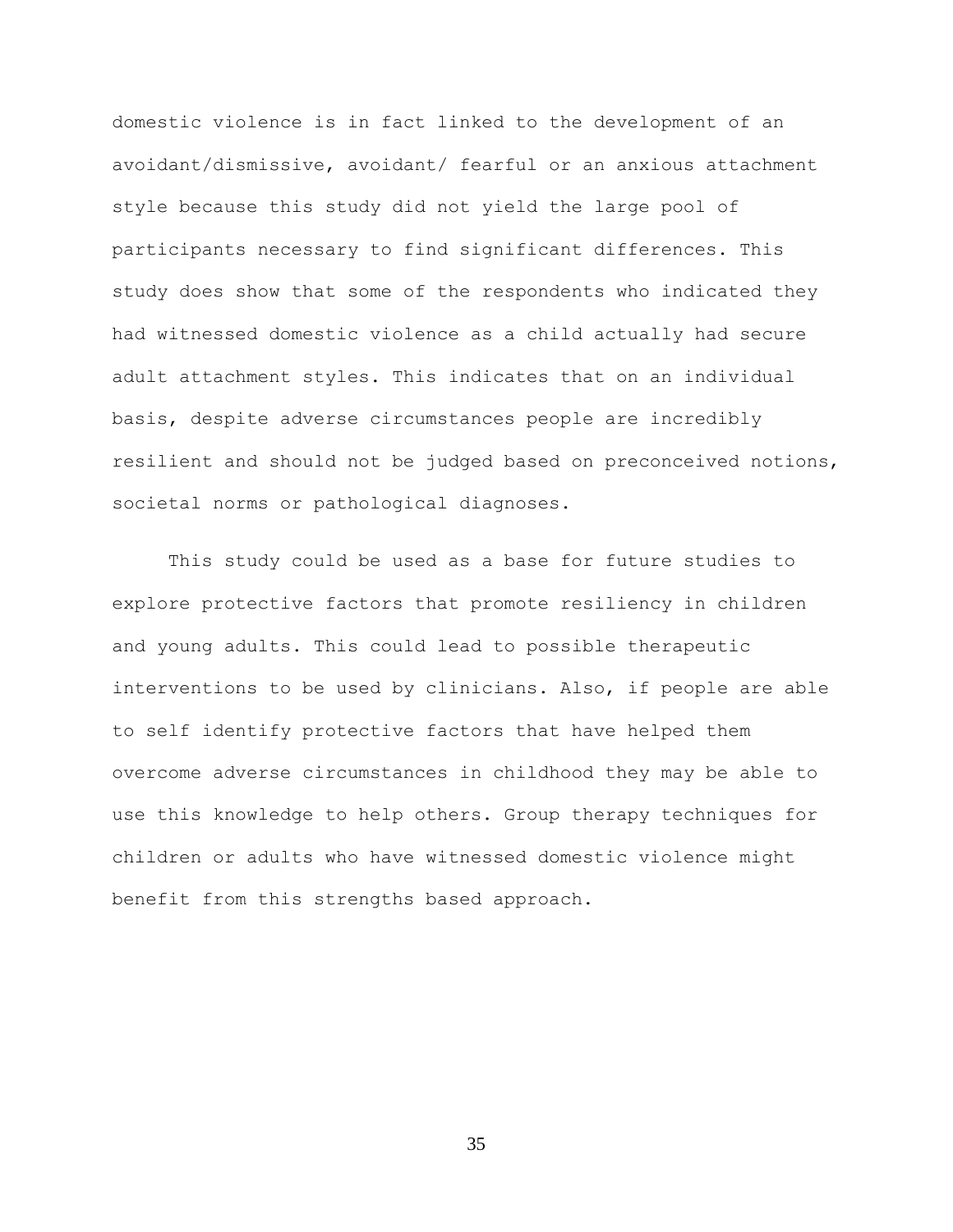domestic violence is in fact linked to the development of an avoidant/dismissive, avoidant/ fearful or an anxious attachment style because this study did not yield the large pool of participants necessary to find significant differences. This study does show that some of the respondents who indicated they had witnessed domestic violence as a child actually had secure adult attachment styles. This indicates that on an individual basis, despite adverse circumstances people are incredibly resilient and should not be judged based on preconceived notions, societal norms or pathological diagnoses.

This study could be used as a base for future studies to explore protective factors that promote resiliency in children and young adults. This could lead to possible therapeutic interventions to be used by clinicians. Also, if people are able to self identify protective factors that have helped them overcome adverse circumstances in childhood they may be able to use this knowledge to help others. Group therapy techniques for children or adults who have witnessed domestic violence might benefit from this strengths based approach.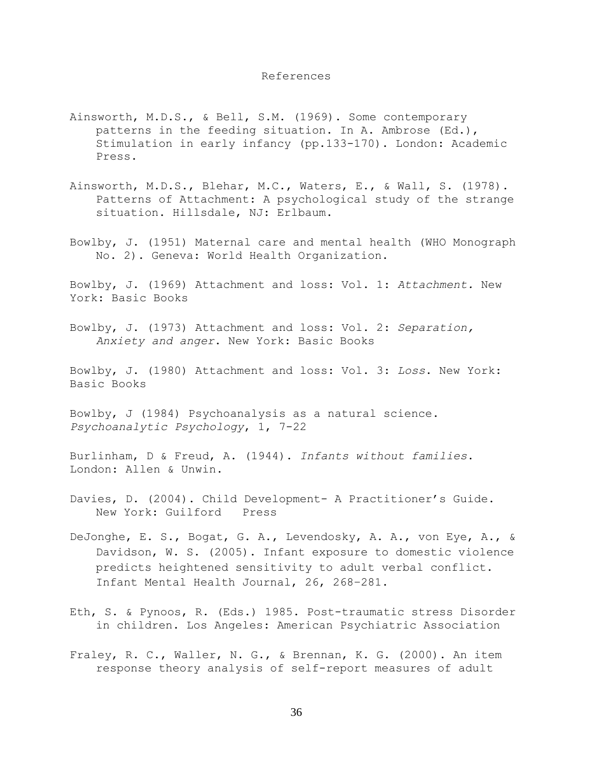# References

Ainsworth, M.D.S., & Bell, S.M. (1969). Some contemporary patterns in the feeding situation. In A. Ambrose (Ed.), Stimulation in early infancy (pp.133-170). London: Academic Press.

Ainsworth, M.D.S., Blehar, M.C., Waters, E., & Wall, S. (1978). Patterns of Attachment: A psychological study of the strange situation. Hillsdale, NJ: Erlbaum.

Bowlby, J. (1951) Maternal care and mental health (WHO Monograph No. 2). Geneva: World Health Organization.

Bowlby, J. (1969) Attachment and loss: Vol. 1: *Attachment.* New York: Basic Books

Bowlby, J. (1973) Attachment and loss: Vol. 2: *Separation, Anxiety and anger.* New York: Basic Books

Bowlby, J. (1980) Attachment and loss: Vol. 3: *Loss.* New York: Basic Books

Bowlby, J (1984) Psychoanalysis as a natural science. *Psychoanalytic Psychology*, 1, 7-22

Burlinham, D & Freud, A. (1944). *Infants without families.* London: Allen & Unwin.

Davies, D. (2004). Child Development- A Practitioner's Guide. New York: Guilford Press

DeJonghe, E. S., Bogat, G. A., Levendosky, A. A., von Eye, A., & Davidson, W. S. (2005). Infant exposure to domestic violence predicts heightened sensitivity to adult verbal conflict. Infant Mental Health Journal, 26, 268–281.

Eth, S. & Pynoos, R. (Eds.) 1985. Post-traumatic stress Disorder in children. Los Angeles: American Psychiatric Association

Fraley, R. C., Waller, N. G., & Brennan, K. G. (2000). An item response theory analysis of self-report measures of adult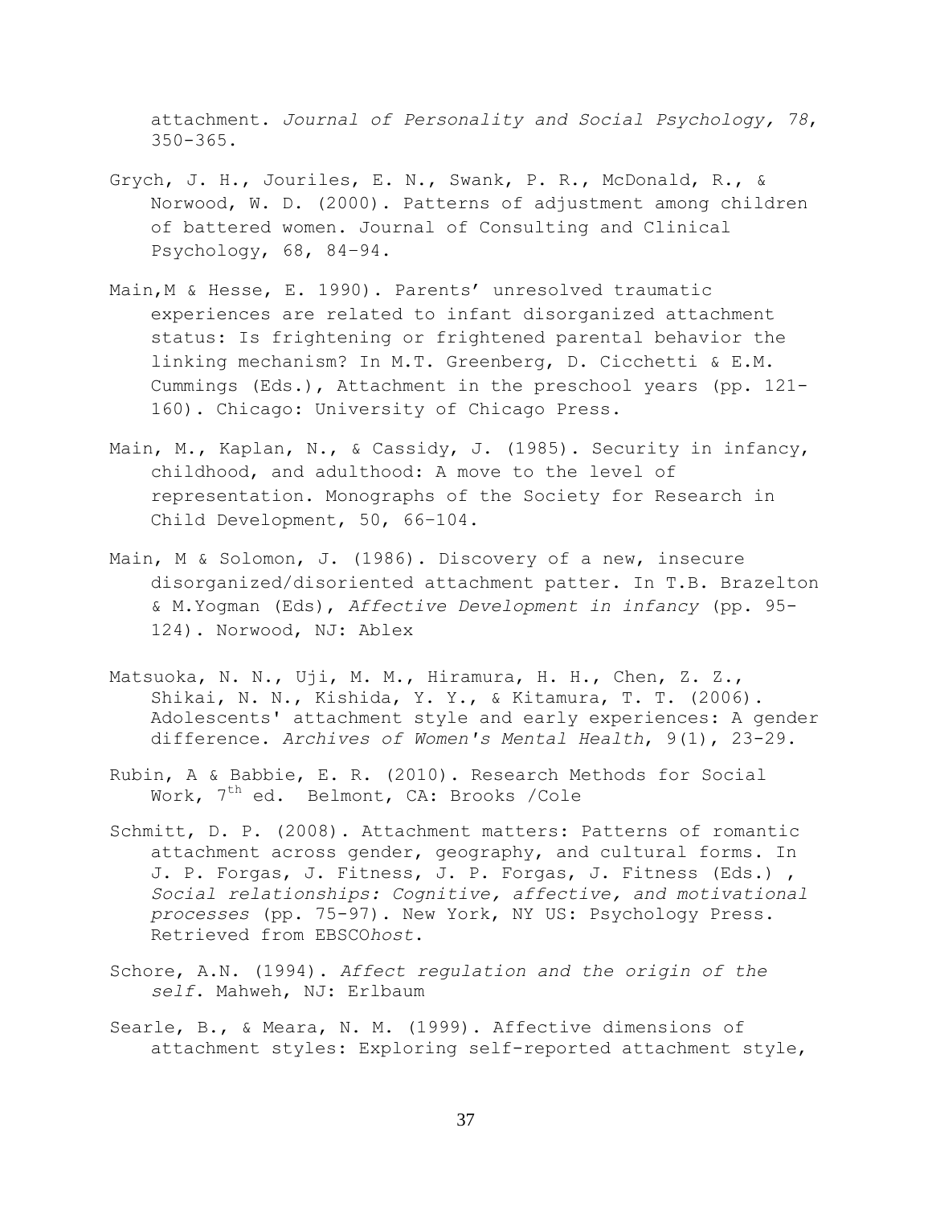attachment. *Journal of Personality and Social Psychology, 78*, 350-365.

Grych, J. H., Jouriles, E. N., Swank, P. R., McDonald, R., & Norwood, W. D. (2000). Patterns of adjustment among children of battered women. Journal of Consulting and Clinical Psychology, 68, 84–94.

Main,M & Hesse, E. 1990). Parents' unresolved traumatic experiences are related to infant disorganized attachment status: Is frightening or frightened parental behavior the linking mechanism? In M.T. Greenberg, D. Cicchetti & E.M. Cummings (Eds.), Attachment in the preschool years (pp. 121-160). Chicago: University of Chicago Press.

Main, M., Kaplan, N., & Cassidy, J. (1985). Security in infancy, childhood, and adulthood: A move to the level of representation. Monographs of the Society for Research in Child Development, 50, 66–104.

Main, M & Solomon, J. (1986). Discovery of a new, insecure disorganized/disoriented attachment patter. In T.B. Brazelton & M.Yogman (Eds), *Affective Development in infancy* (pp. 95-124). Norwood, NJ: Ablex

Matsuoka, N. N., Uji, M. M., Hiramura, H. H., Chen, Z. Z., Shikai, N. N., Kishida, Y. Y., & Kitamura, T. T. (2006). Adolescents' attachment style and early experiences: A gender difference. *Archives of Women's Mental Health*, 9(1), 23-29.

Rubin, A & Babbie, E. R. (2010). Research Methods for Social Work, 7th ed. Belmont, CA: Brooks /Cole

Schmitt, D. P. (2008). Attachment matters: Patterns of romantic attachment across gender, geography, and cultural forms. In J. P. Forgas, J. Fitness, J. P. Forgas, J. Fitness (Eds.) , *Social relationships: Cognitive, affective, and motivational processes* (pp. 75-97). New York, NY US: Psychology Press. Retrieved from EBSCO*host*.

Schore, A.N. (1994). *Affect regulation and the origin of the self*. Mahweh, NJ: Erlbaum

Searle, B., & Meara, N. M. (1999). Affective dimensions of attachment styles: Exploring self-reported attachment style,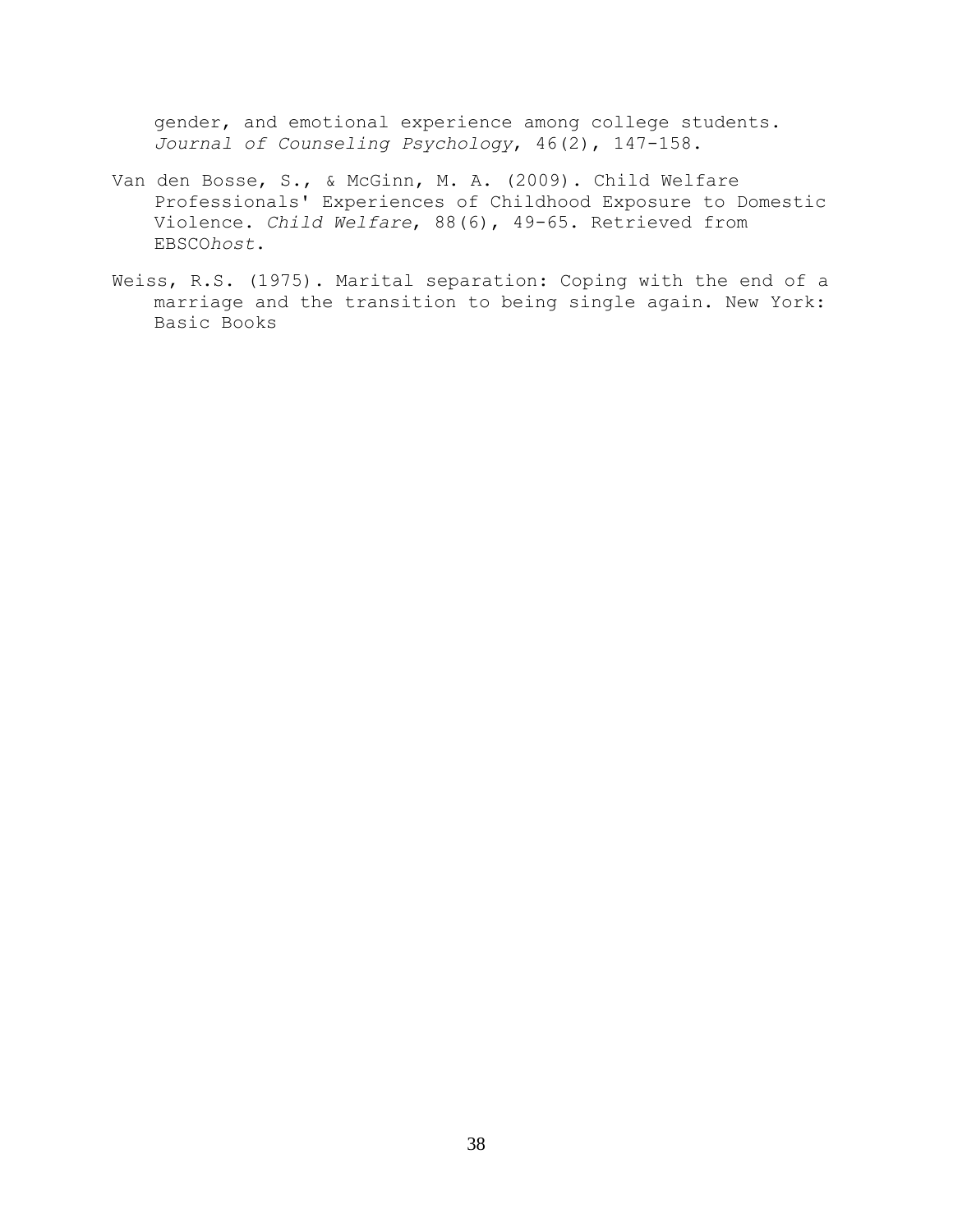gender, and emotional experience among college students. *Journal of Counseling Psychology*, 46(2), 147-158.

Van den Bosse, S., & McGinn, M. A. (2009). Child Welfare Professionals' Experiences of Childhood Exposure to Domestic Violence. *Child Welfare*, 88(6), 49-65. Retrieved from EBSCO*host*.

Weiss, R.S. (1975). Marital separation: Coping with the end of a marriage and the transition to being single again. New York: Basic Books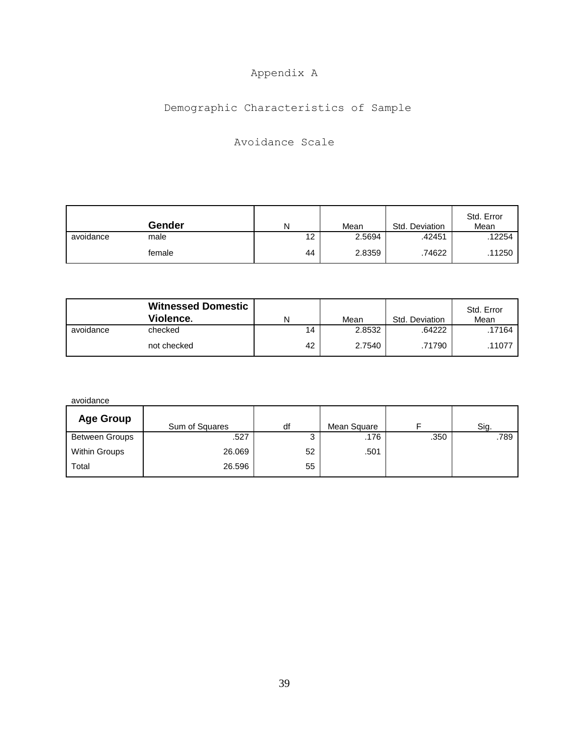Appendix A

Demographic Characteristics of Sample

Avoidance Scale

| | Gender | N | Mean | Std. Deviation | Std. Error Mean |
|---|---|---|---|---|---|
| avoidance | male | 12 | 2.5694 | .42451 | .12254 |
| | female | 44 | 2.8359 | .74622 | .11250 |

| | Witnessed Domestic Violence. | N | Mean | Std. Deviation | Std. Error Mean |
|---|---|---|---|---|---|
| avoidance | checked | 14 | 2.8532 | .64222 | .17164 |
| | not checked | 42 | 2.7540 | .71790 | .11077 |

avoidance

| Age Group | Sum of Squares | df | Mean Square | F | Sig. |
|---|---|---|---|---|---|
| Between Groups | .527 | 3 | .176 | .350 | .789 |
| Within Groups | 26.069 | 52 | .501 | | |
| Total | 26.596 | 55 | | | |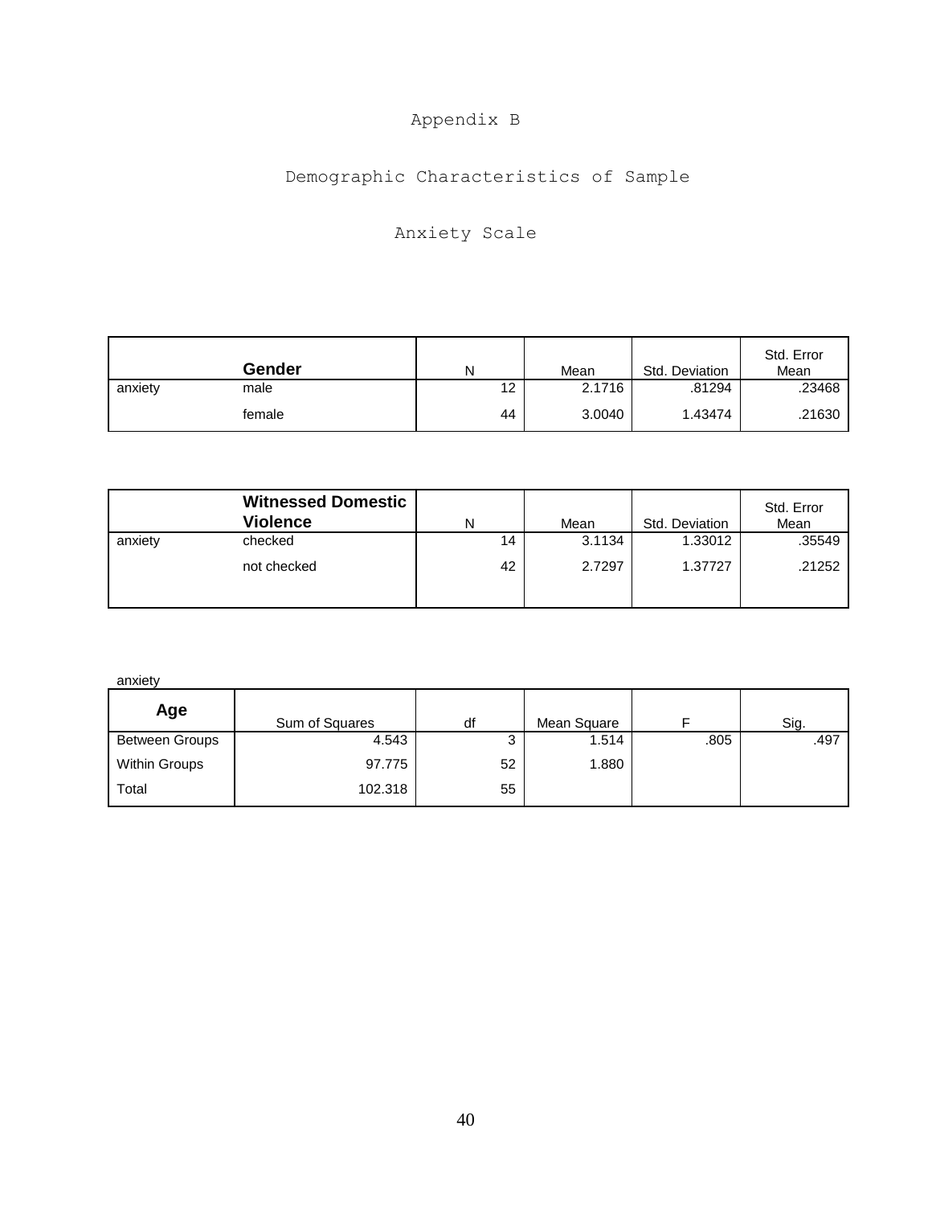# Appendix B

## Demographic Characteristics of Sample

### Anxiety Scale

| | Gender | N | Mean | Std. Deviation | Std. Error Mean |
|---|---|---|---|---|---|
| anxiety | male | 12 | 2.1716 | .81294 | .23468 |
| | female | 44 | 3.0040 | 1.43474 | .21630 |

| | Witnessed Domestic Violence | N | Mean | Std. Deviation | Std. Error Mean |
|---|---|---|---|---|---|
| anxiety | checked | 14 | 3.1134 | 1.33012 | .35549 |
| | not checked | 42 | 2.7297 | 1.37727 | .21252 |

anxiety

| Age | Sum of Squares | df | Mean Square | F | Sig. |
|---|---|---|---|---|---|
| Between Groups | 4.543 | 3 | 1.514 | .805 | .497 |
| Within Groups | 97.775 | 52 | 1.880 | | |
| Total | 102.318 | 55 | | | |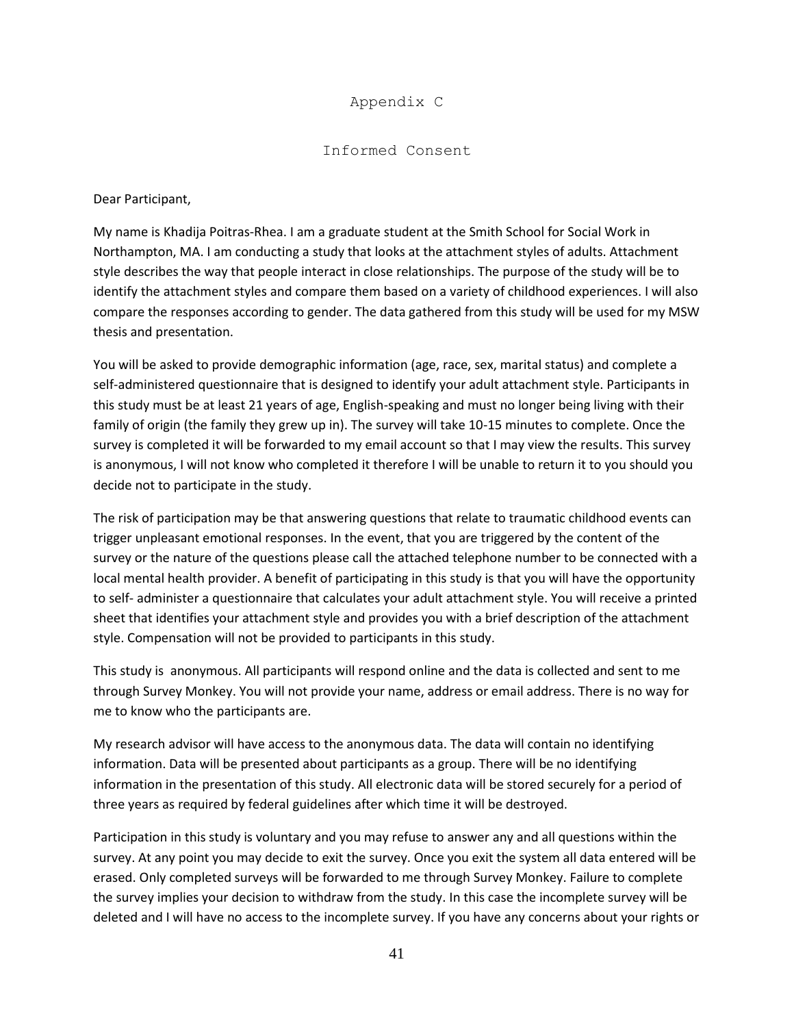# Appendix C

## Informed Consent

Dear Participant,

My name is Khadija Poitras-Rhea. I am a graduate student at the Smith School for Social Work in Northampton, MA. I am conducting a study that looks at the attachment styles of adults. Attachment style describes the way that people interact in close relationships. The purpose of the study will be to identify the attachment styles and compare them based on a variety of childhood experiences. I will also compare the responses according to gender. The data gathered from this study will be used for my MSW thesis and presentation.

You will be asked to provide demographic information (age, race, sex, marital status) and complete a self-administered questionnaire that is designed to identify your adult attachment style. Participants in this study must be at least 21 years of age, English-speaking and must no longer being living with their family of origin (the family they grew up in). The survey will take 10-15 minutes to complete. Once the survey is completed it will be forwarded to my email account so that I may view the results. This survey is anonymous, I will not know who completed it therefore I will be unable to return it to you should you decide not to participate in the study.

The risk of participation may be that answering questions that relate to traumatic childhood events can trigger unpleasant emotional responses. In the event, that you are triggered by the content of the survey or the nature of the questions please call the attached telephone number to be connected with a local mental health provider. A benefit of participating in this study is that you will have the opportunity to self- administer a questionnaire that calculates your adult attachment style. You will receive a printed sheet that identifies your attachment style and provides you with a brief description of the attachment style. Compensation will not be provided to participants in this study.

This study is anonymous. All participants will respond online and the data is collected and sent to me through Survey Monkey. You will not provide your name, address or email address. There is no way for me to know who the participants are.

My research advisor will have access to the anonymous data. The data will contain no identifying information. Data will be presented about participants as a group. There will be no identifying information in the presentation of this study. All electronic data will be stored securely for a period of three years as required by federal guidelines after which time it will be destroyed.

Participation in this study is voluntary and you may refuse to answer any and all questions within the survey. At any point you may decide to exit the survey. Once you exit the system all data entered will be erased. Only completed surveys will be forwarded to me through Survey Monkey. Failure to complete the survey implies your decision to withdraw from the study. In this case the incomplete survey will be deleted and I will have no access to the incomplete survey. If you have any concerns about your rights or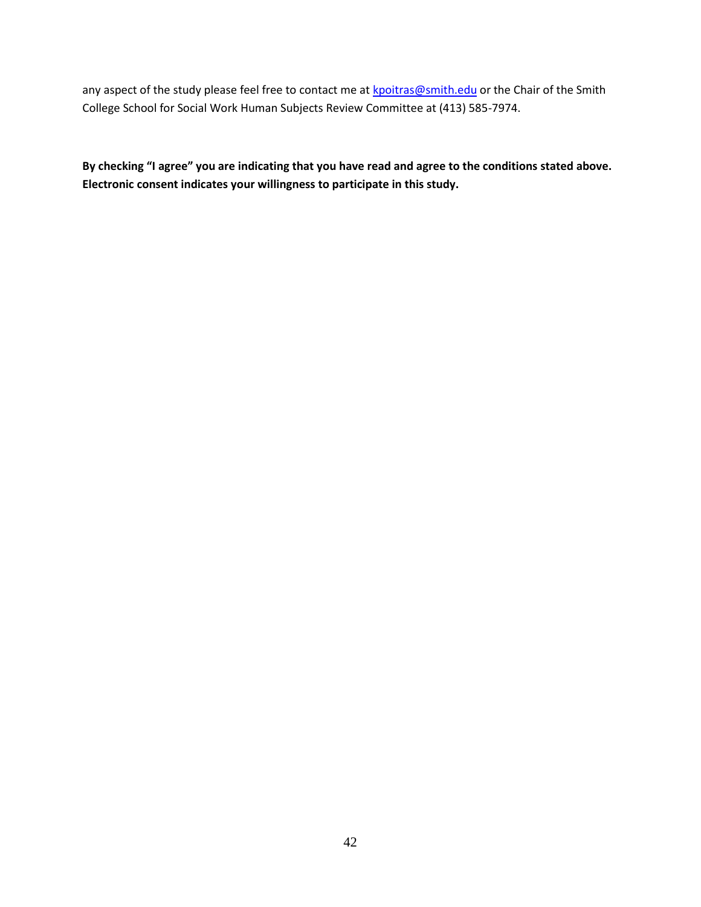any aspect of the study please feel free to contact me at kpoitras@smith.edu or the Chair of the Smith College School for Social Work Human Subjects Review Committee at (413) 585-7974.

**By checking "I agree" you are indicating that you have read and agree to the conditions stated above. Electronic consent indicates your willingness to participate in this study.**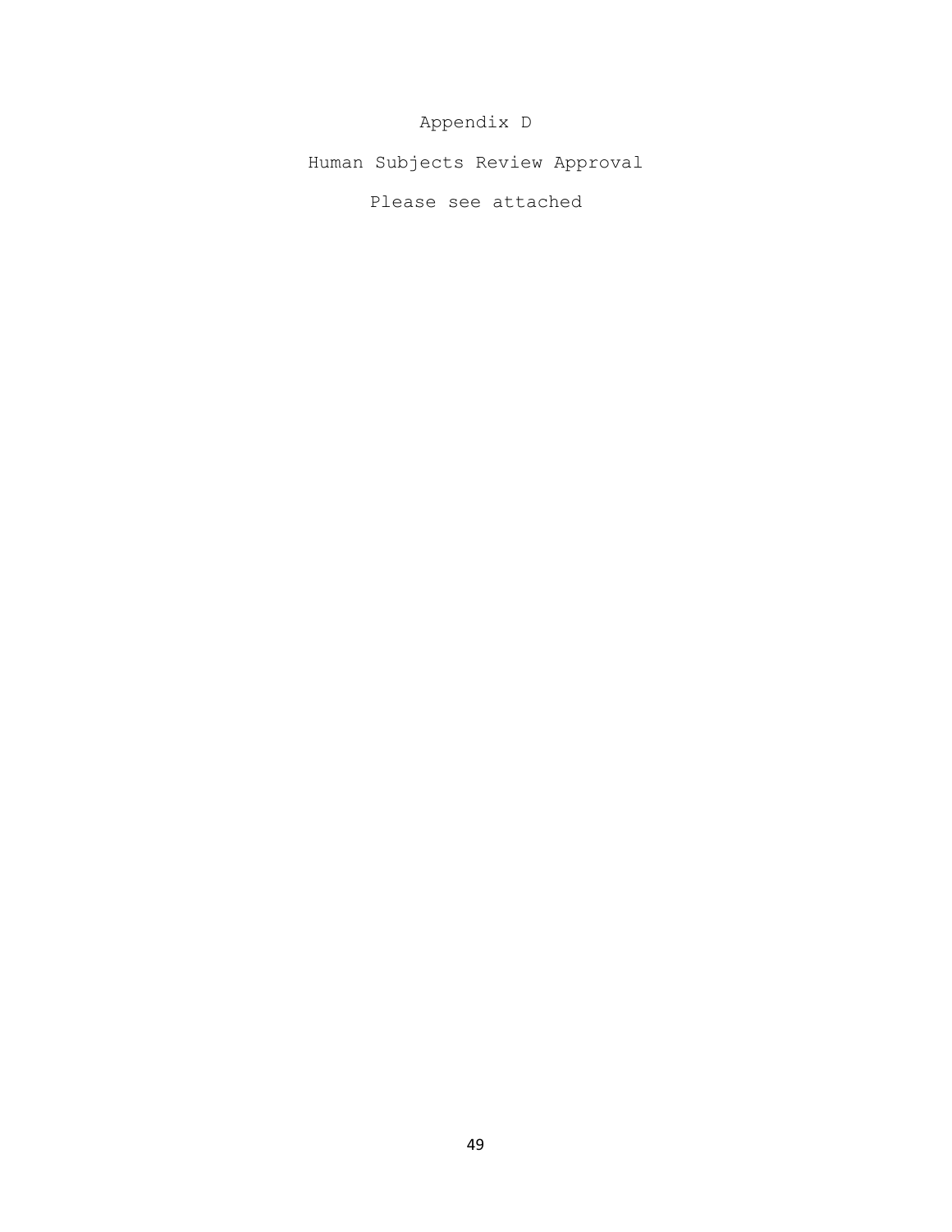# Appendix D

## Human Subjects Review Approval

Please see attached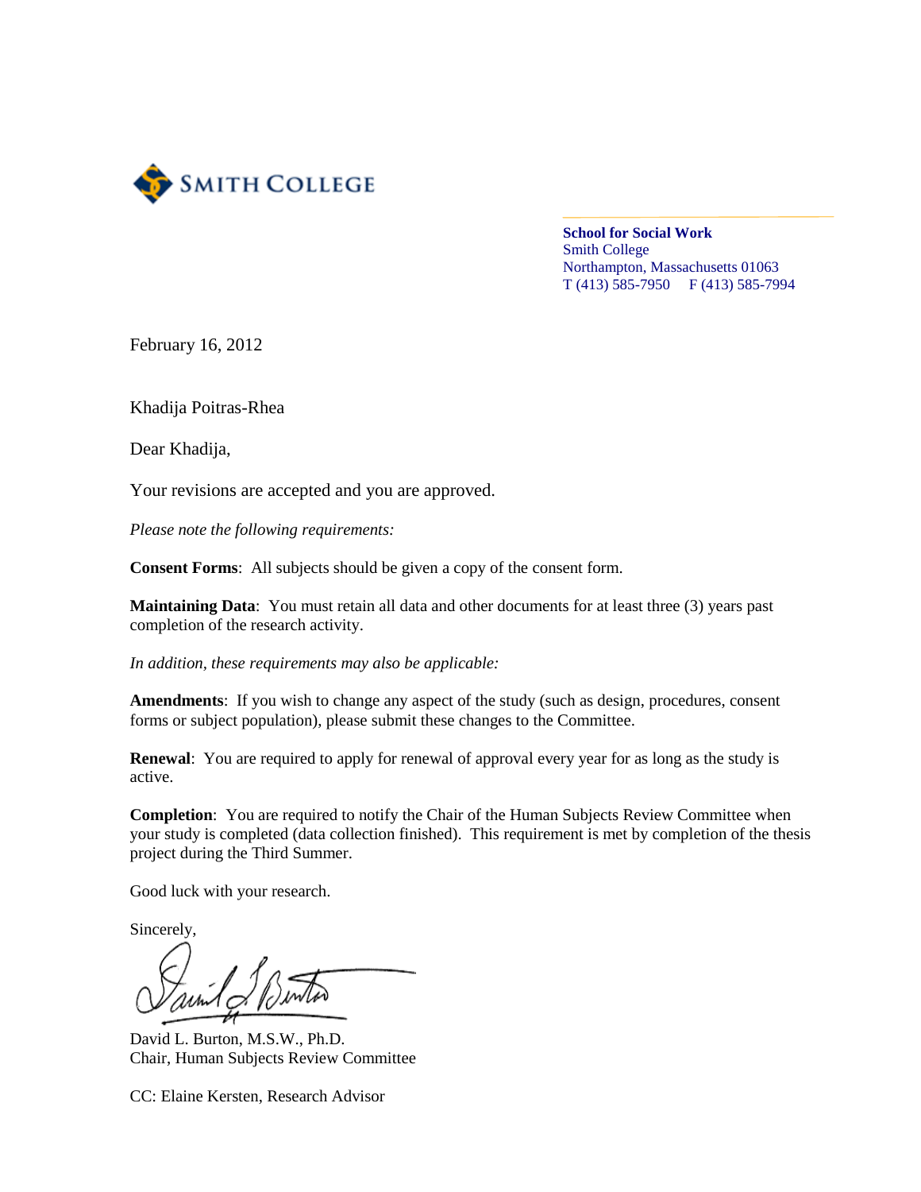SMITH COLLEGE

**School for Social Work**
Smith College
Northampton, Massachusetts 01063
T (413) 585-7950     F (413) 585-7994

February 16, 2012

Khadija Poitras-Rhea

Dear Khadija,

Your revisions are accepted and you are approved.

*Please note the following requirements:*

**Consent Forms**: All subjects should be given a copy of the consent form.

**Maintaining Data**: You must retain all data and other documents for at least three (3) years past completion of the research activity.

*In addition, these requirements may also be applicable:*

**Amendments**: If you wish to change any aspect of the study (such as design, procedures, consent forms or subject population), please submit these changes to the Committee.

**Renewal**: You are required to apply for renewal of approval every year for as long as the study is active.

**Completion**: You are required to notify the Chair of the Human Subjects Review Committee when your study is completed (data collection finished). This requirement is met by completion of the thesis project during the Third Summer.

Good luck with your research.

Sincerely,

David L. Burton, M.S.W., Ph.D.
Chair, Human Subjects Review Committee

CC: Elaine Kersten, Research Advisor